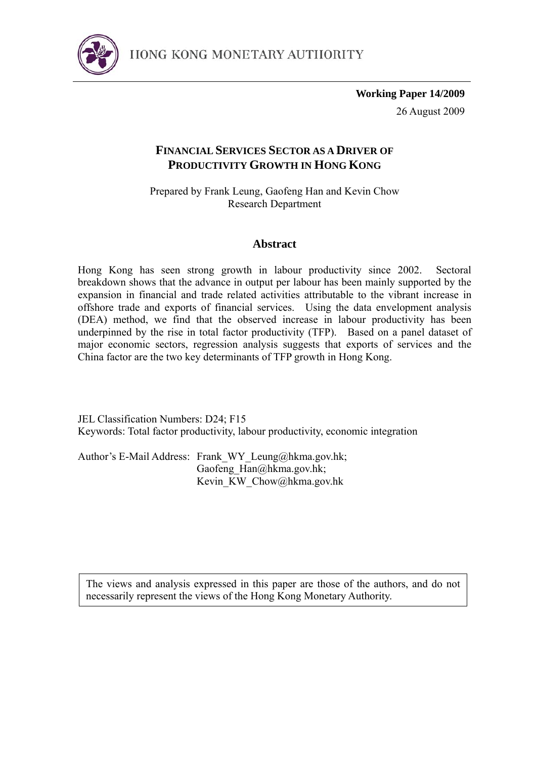HONG KONG MONETARY AUTHORITY

**Working Paper 14/2009**

26 August 2009

# FINANCIAL SERVICES SECTOR AS A DRIVER OF PRODUCTIVITY GROWTH IN HONG KONG

Prepared by Frank Leung, Gaofeng Han and Kevin Chow
Research Department

## Abstract

Hong Kong has seen strong growth in labour productivity since 2002. Sectoral breakdown shows that the advance in output per labour has been mainly supported by the expansion in financial and trade related activities attributable to the vibrant increase in offshore trade and exports of financial services. Using the data envelopment analysis (DEA) method, we find that the observed increase in labour productivity has been underpinned by the rise in total factor productivity (TFP). Based on a panel dataset of major economic sectors, regression analysis suggests that exports of services and the China factor are the two key determinants of TFP growth in Hong Kong.

JEL Classification Numbers: D24; F15
Keywords: Total factor productivity, labour productivity, economic integration

Author's E-Mail Address: Frank_WY_Leung@hkma.gov.hk; Gaofeng_Han@hkma.gov.hk; Kevin_KW_Chow@hkma.gov.hk

The views and analysis expressed in this paper are those of the authors, and do not necessarily represent the views of the Hong Kong Monetary Authority.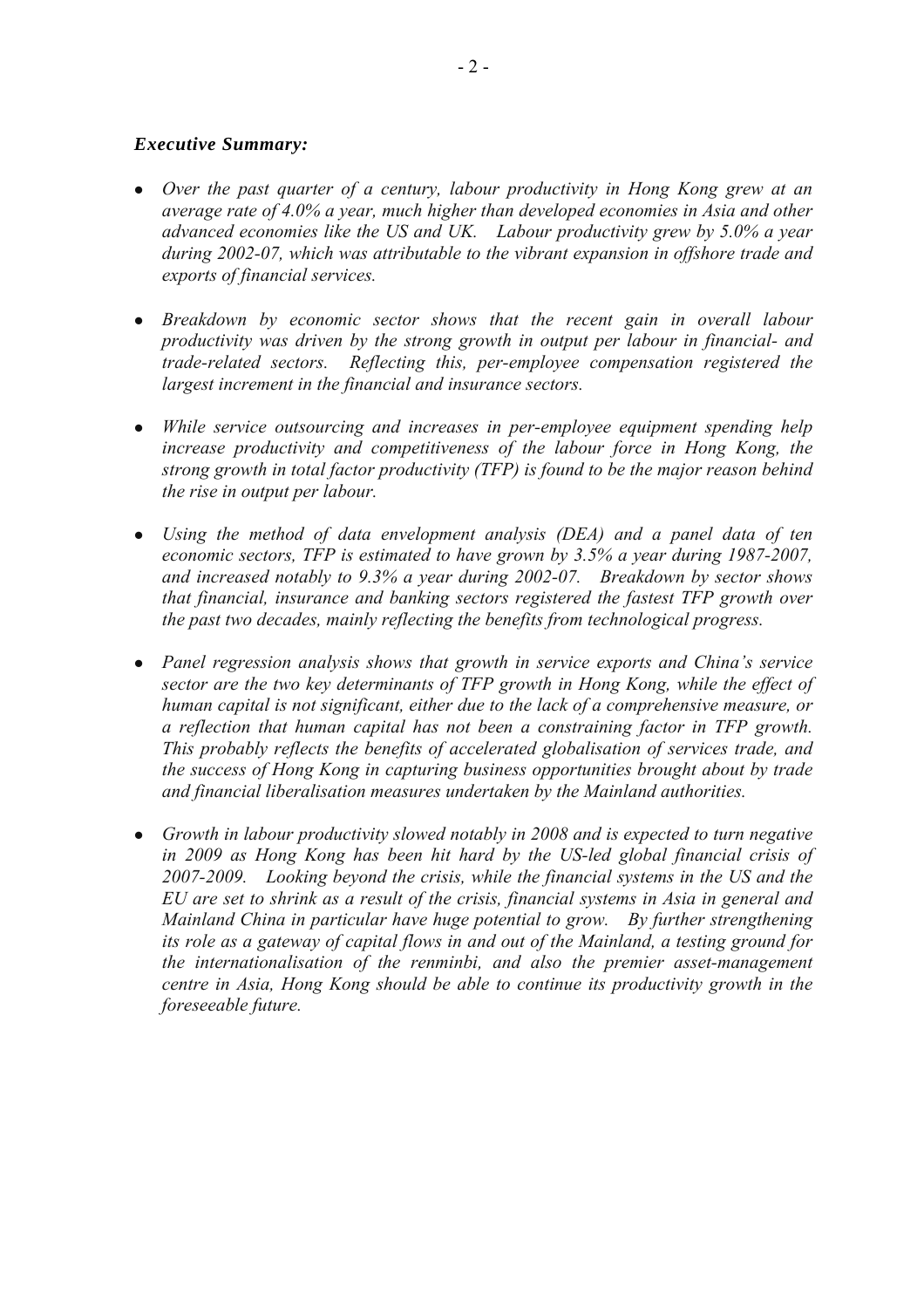***Executive Summary:***

- *Over the past quarter of a century, labour productivity in Hong Kong grew at an average rate of 4.0% a year, much higher than developed economies in Asia and other advanced economies like the US and UK. Labour productivity grew by 5.0% a year during 2002-07, which was attributable to the vibrant expansion in offshore trade and exports of financial services.*

- *Breakdown by economic sector shows that the recent gain in overall labour productivity was driven by the strong growth in output per labour in financial- and trade-related sectors. Reflecting this, per-employee compensation registered the largest increment in the financial and insurance sectors.*

- *While service outsourcing and increases in per-employee equipment spending help increase productivity and competitiveness of the labour force in Hong Kong, the strong growth in total factor productivity (TFP) is found to be the major reason behind the rise in output per labour.*

- *Using the method of data envelopment analysis (DEA) and a panel data of ten economic sectors, TFP is estimated to have grown by 3.5% a year during 1987-2007, and increased notably to 9.3% a year during 2002-07. Breakdown by sector shows that financial, insurance and banking sectors registered the fastest TFP growth over the past two decades, mainly reflecting the benefits from technological progress.*

- *Panel regression analysis shows that growth in service exports and China's service sector are the two key determinants of TFP growth in Hong Kong, while the effect of human capital is not significant, either due to the lack of a comprehensive measure, or a reflection that human capital has not been a constraining factor in TFP growth. This probably reflects the benefits of accelerated globalisation of services trade, and the success of Hong Kong in capturing business opportunities brought about by trade and financial liberalisation measures undertaken by the Mainland authorities.*

- *Growth in labour productivity slowed notably in 2008 and is expected to turn negative in 2009 as Hong Kong has been hit hard by the US-led global financial crisis of 2007-2009. Looking beyond the crisis, while the financial systems in the US and the EU are set to shrink as a result of the crisis, financial systems in Asia in general and Mainland China in particular have huge potential to grow. By further strengthening its role as a gateway of capital flows in and out of the Mainland, a testing ground for the internationalisation of the renminbi, and also the premier asset-management centre in Asia, Hong Kong should be able to continue its productivity growth in the foreseeable future.*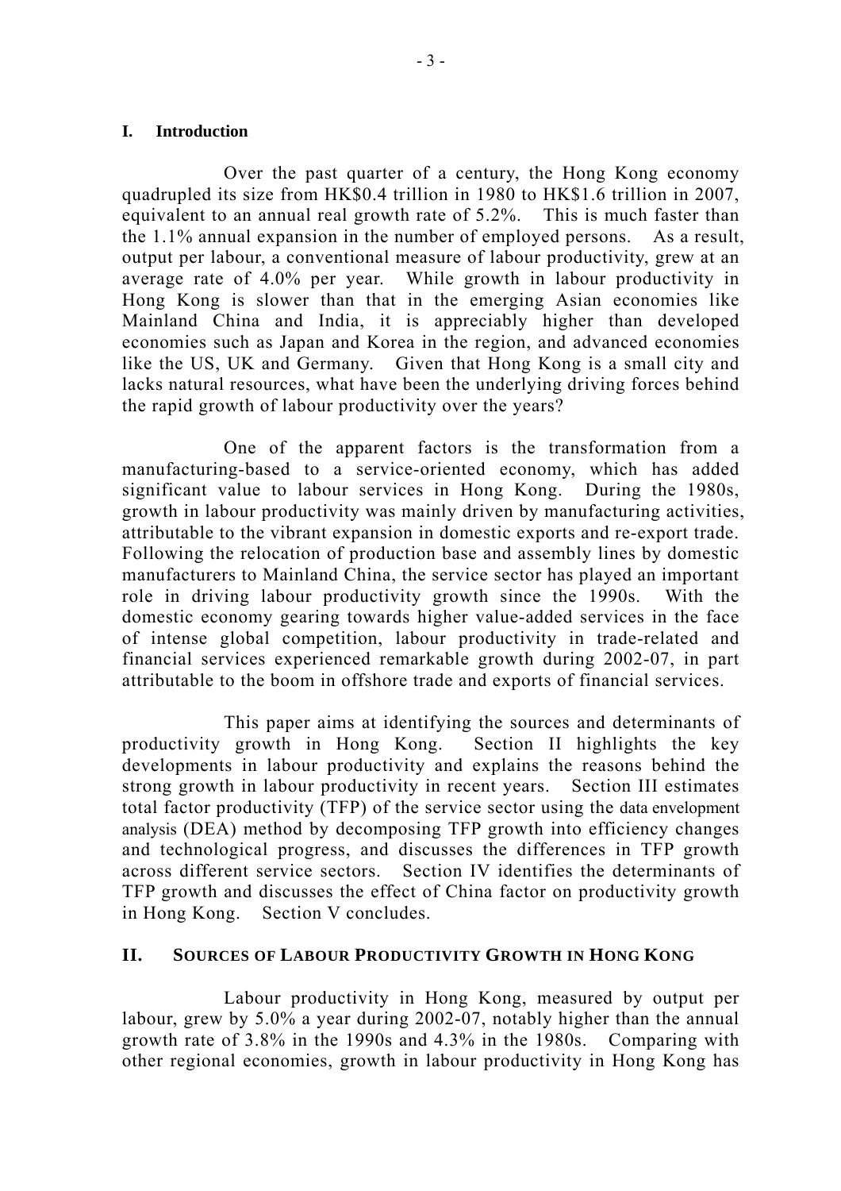## I. Introduction

Over the past quarter of a century, the Hong Kong economy quadrupled its size from HK$0.4 trillion in 1980 to HK$1.6 trillion in 2007, equivalent to an annual real growth rate of 5.2%. This is much faster than the 1.1% annual expansion in the number of employed persons. As a result, output per labour, a conventional measure of labour productivity, grew at an average rate of 4.0% per year. While growth in labour productivity in Hong Kong is slower than that in the emerging Asian economies like Mainland China and India, it is appreciably higher than developed economies such as Japan and Korea in the region, and advanced economies like the US, UK and Germany. Given that Hong Kong is a small city and lacks natural resources, what have been the underlying driving forces behind the rapid growth of labour productivity over the years?

One of the apparent factors is the transformation from a manufacturing-based to a service-oriented economy, which has added significant value to labour services in Hong Kong. During the 1980s, growth in labour productivity was mainly driven by manufacturing activities, attributable to the vibrant expansion in domestic exports and re-export trade. Following the relocation of production base and assembly lines by domestic manufacturers to Mainland China, the service sector has played an important role in driving labour productivity growth since the 1990s. With the domestic economy gearing towards higher value-added services in the face of intense global competition, labour productivity in trade-related and financial services experienced remarkable growth during 2002-07, in part attributable to the boom in offshore trade and exports of financial services.

This paper aims at identifying the sources and determinants of productivity growth in Hong Kong. Section II highlights the key developments in labour productivity and explains the reasons behind the strong growth in labour productivity in recent years. Section III estimates total factor productivity (TFP) of the service sector using the data envelopment analysis (DEA) method by decomposing TFP growth into efficiency changes and technological progress, and discusses the differences in TFP growth across different service sectors. Section IV identifies the determinants of TFP growth and discusses the effect of China factor on productivity growth in Hong Kong. Section V concludes.

## II. Sources of Labour Productivity Growth in Hong Kong

Labour productivity in Hong Kong, measured by output per labour, grew by 5.0% a year during 2002-07, notably higher than the annual growth rate of 3.8% in the 1990s and 4.3% in the 1980s. Comparing with other regional economies, growth in labour productivity in Hong Kong has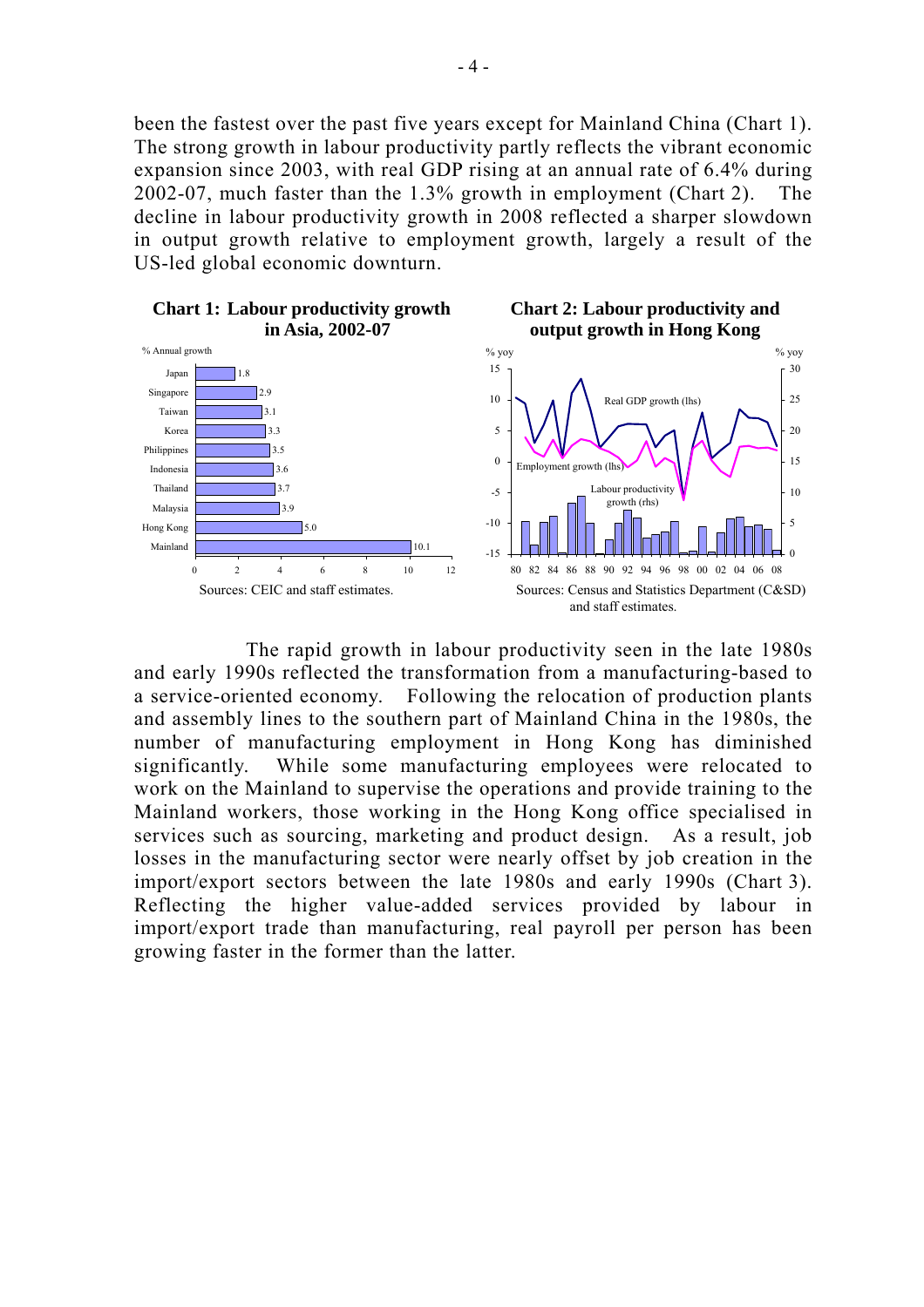been the fastest over the past five years except for Mainland China (Chart 1). The strong growth in labour productivity partly reflects the vibrant economic expansion since 2003, with real GDP rising at an annual rate of 6.4% during 2002-07, much faster than the 1.3% growth in employment (Chart 2). The decline in labour productivity growth in 2008 reflected a sharper slowdown in output growth relative to employment growth, largely a result of the US-led global economic downturn.

**Chart 1: Labour productivity growth in Asia, 2002-07**

% Annual growth

| Economy | % Annual growth |
|---|---|
| Japan | 1.8 |
| Singapore | 2.9 |
| Taiwan | 3.1 |
| Korea | 3.3 |
| Philippines | 3.5 |
| Indonesia | 3.6 |
| Thailand | 3.7 |
| Malaysia | 3.9 |
| Hong Kong | 5.0 |
| Mainland | 10.1 |

Sources: CEIC and staff estimates.

**Chart 2: Labour productivity and output growth in Hong Kong**

Real GDP growth (lhs), Employment growth (lhs), Labour productivity growth (rhs); % yoy, 80–08

Sources: Census and Statistics Department (C&SD) and staff estimates.

The rapid growth in labour productivity seen in the late 1980s and early 1990s reflected the transformation from a manufacturing-based to a service-oriented economy. Following the relocation of production plants and assembly lines to the southern part of Mainland China in the 1980s, the number of manufacturing employment in Hong Kong has diminished significantly. While some manufacturing employees were relocated to work on the Mainland to supervise the operations and provide training to the Mainland workers, those working in the Hong Kong office specialised in services such as sourcing, marketing and product design. As a result, job losses in the manufacturing sector were nearly offset by job creation in the import/export sectors between the late 1980s and early 1990s (Chart 3). Reflecting the higher value-added services provided by labour in import/export trade than manufacturing, real payroll per person has been growing faster in the former than the latter.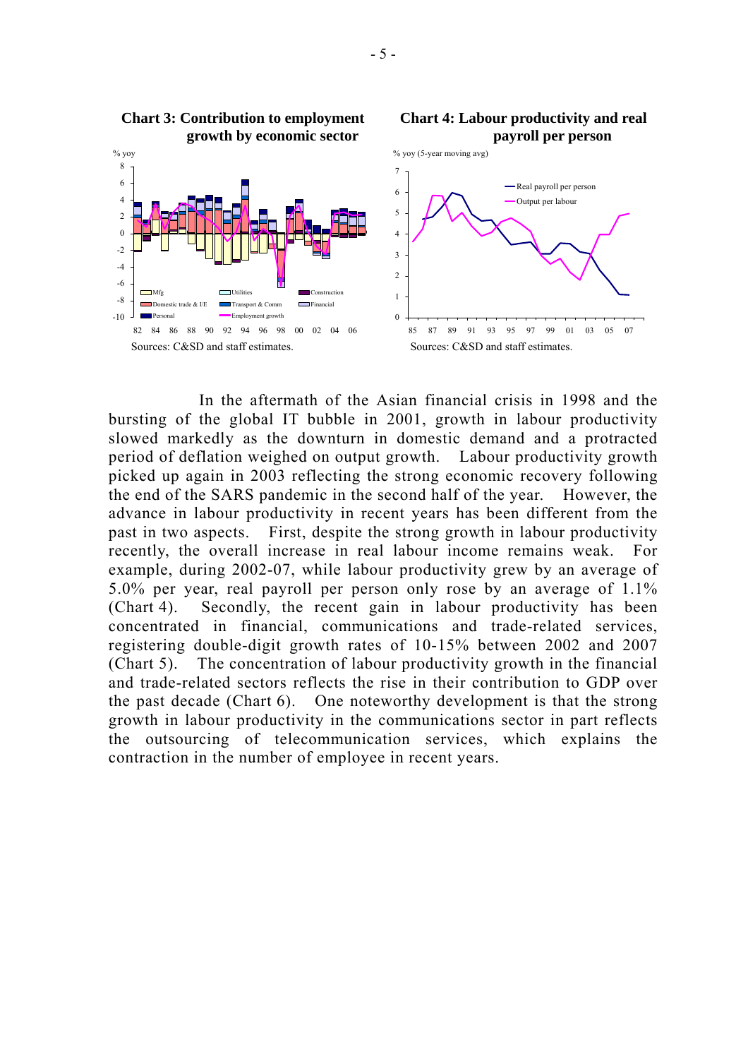**Chart 3: Contribution to employment growth by economic sector**

Sources: C&SD and staff estimates.

**Chart 4: Labour productivity and real payroll per person**

Sources: C&SD and staff estimates.

In the aftermath of the Asian financial crisis in 1998 and the bursting of the global IT bubble in 2001, growth in labour productivity slowed markedly as the downturn in domestic demand and a protracted period of deflation weighed on output growth. Labour productivity growth picked up again in 2003 reflecting the strong economic recovery following the end of the SARS pandemic in the second half of the year. However, the advance in labour productivity in recent years has been different from the past in two aspects. First, despite the strong growth in labour productivity recently, the overall increase in real labour income remains weak. For example, during 2002-07, while labour productivity grew by an average of 5.0% per year, real payroll per person only rose by an average of 1.1% (Chart 4). Secondly, the recent gain in labour productivity has been concentrated in financial, communications and trade-related services, registering double-digit growth rates of 10-15% between 2002 and 2007 (Chart 5). The concentration of labour productivity growth in the financial and trade-related sectors reflects the rise in their contribution to GDP over the past decade (Chart 6). One noteworthy development is that the strong growth in labour productivity in the communications sector in part reflects the outsourcing of telecommunication services, which explains the contraction in the number of employee in recent years.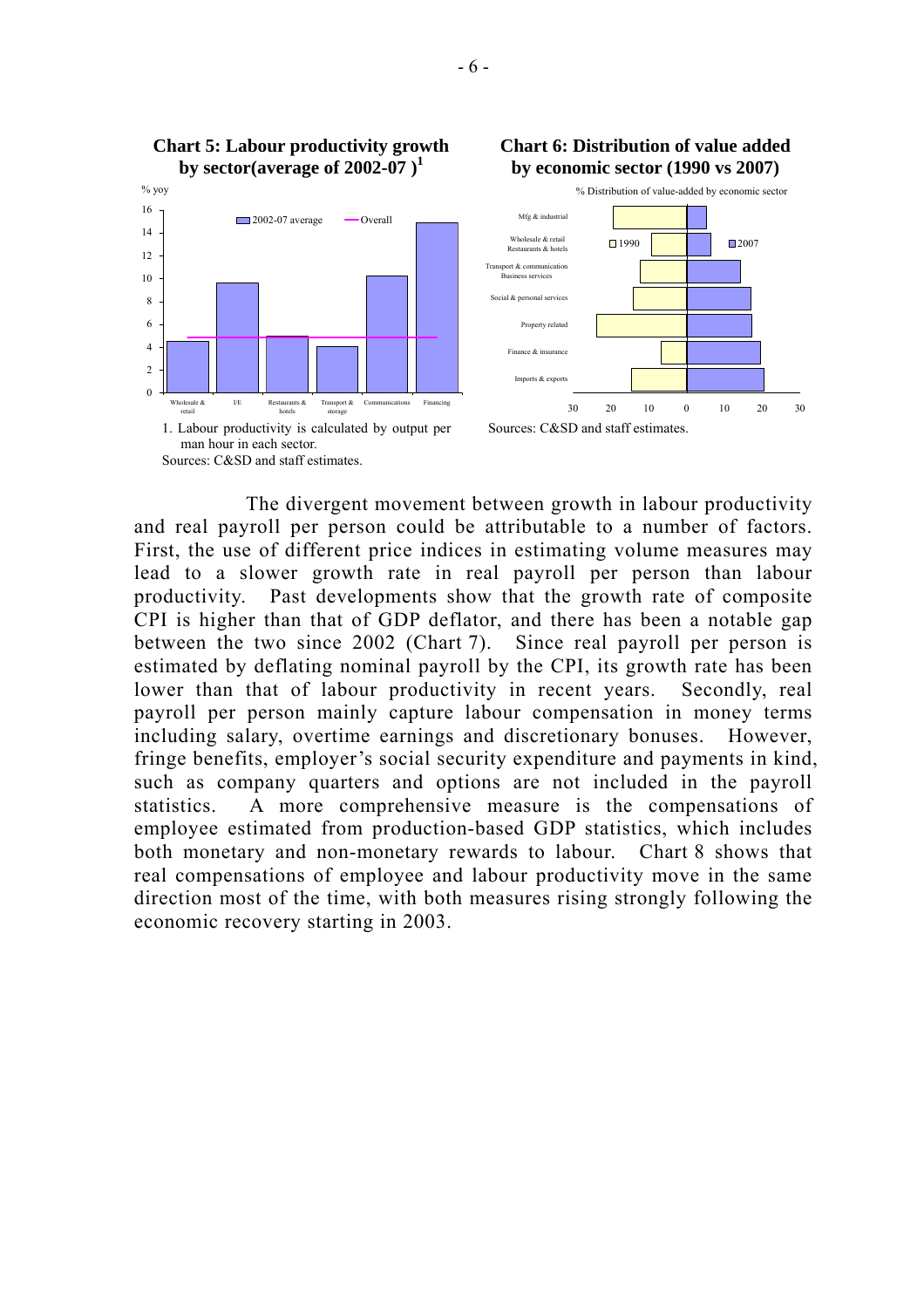**Chart 5: Labour productivity growth by sector(average of 2002-07 )[1]**

1. Labour productivity is calculated by output per man hour in each sector.

Sources: C&SD and staff estimates.

**Chart 6: Distribution of value added by economic sector (1990 vs 2007)**

Sources: C&SD and staff estimates.

The divergent movement between growth in labour productivity and real payroll per person could be attributable to a number of factors. First, the use of different price indices in estimating volume measures may lead to a slower growth rate in real payroll per person than labour productivity. Past developments show that the growth rate of composite CPI is higher than that of GDP deflator, and there has been a notable gap between the two since 2002 (Chart 7). Since real payroll per person is estimated by deflating nominal payroll by the CPI, its growth rate has been lower than that of labour productivity in recent years. Secondly, real payroll per person mainly capture labour compensation in money terms including salary, overtime earnings and discretionary bonuses. However, fringe benefits, employer's social security expenditure and payments in kind, such as company quarters and options are not included in the payroll statistics. A more comprehensive measure is the compensations of employee estimated from production-based GDP statistics, which includes both monetary and non-monetary rewards to labour. Chart 8 shows that real compensations of employee and labour productivity move in the same direction most of the time, with both measures rising strongly following the economic recovery starting in 2003.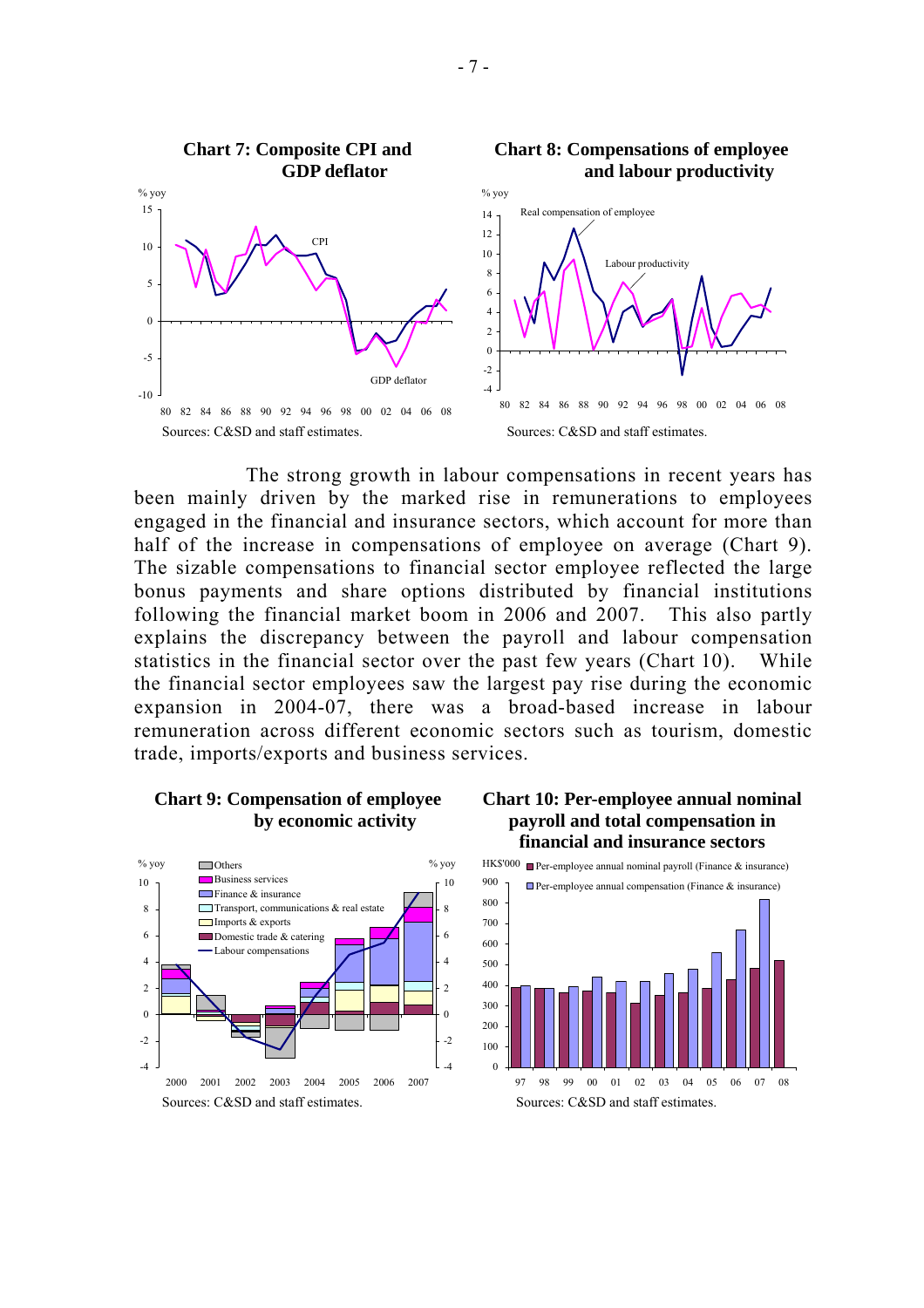**Chart 7: Composite CPI and GDP deflator**

Sources: C&SD and staff estimates.

**Chart 8: Compensations of employee and labour productivity**

Sources: C&SD and staff estimates.

The strong growth in labour compensations in recent years has been mainly driven by the marked rise in remunerations to employees engaged in the financial and insurance sectors, which account for more than half of the increase in compensations of employee on average (Chart 9). The sizable compensations to financial sector employee reflected the large bonus payments and share options distributed by financial institutions following the financial market boom in 2006 and 2007. This also partly explains the discrepancy between the payroll and labour compensation statistics in the financial sector over the past few years (Chart 10). While the financial sector employees saw the largest pay rise during the economic expansion in 2004-07, there was a broad-based increase in labour remuneration across different economic sectors such as tourism, domestic trade, imports/exports and business services.

**Chart 9: Compensation of employee by economic activity**

Sources: C&SD and staff estimates.

**Chart 10: Per-employee annual nominal payroll and total compensation in financial and insurance sectors**

Sources: C&SD and staff estimates.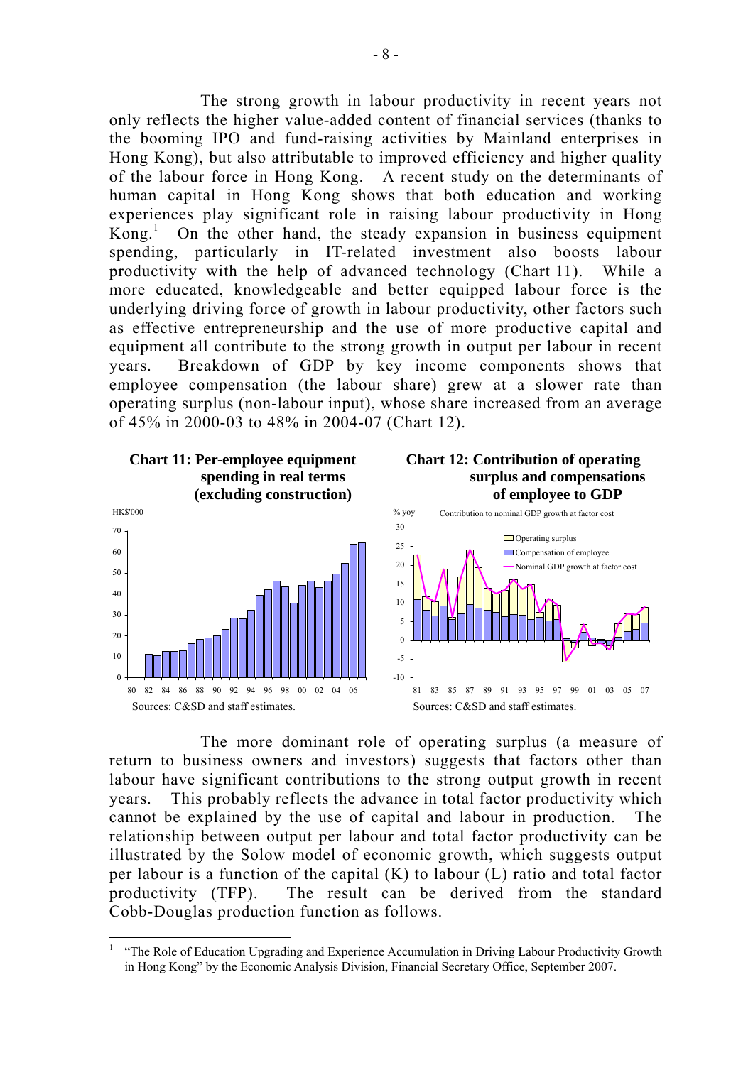The strong growth in labour productivity in recent years not only reflects the higher value-added content of financial services (thanks to the booming IPO and fund-raising activities by Mainland enterprises in Hong Kong), but also attributable to improved efficiency and higher quality of the labour force in Hong Kong. A recent study on the determinants of human capital in Hong Kong shows that both education and working experiences play significant role in raising labour productivity in Hong Kong.[1] On the other hand, the steady expansion in business equipment spending, particularly in IT-related investment also boosts labour productivity with the help of advanced technology (Chart 11). While a more educated, knowledgeable and better equipped labour force is the underlying driving force of growth in labour productivity, other factors such as effective entrepreneurship and the use of more productive capital and equipment all contribute to the strong growth in output per labour in recent years. Breakdown of GDP by key income components shows that employee compensation (the labour share) grew at a slower rate than operating surplus (non-labour input), whose share increased from an average of 45% in 2000-03 to 48% in 2004-07 (Chart 12).

**Chart 11: Per-employee equipment spending in real terms (excluding construction)**

Sources: C&SD and staff estimates.

**Chart 12: Contribution of operating surplus and compensations of employee to GDP**

Sources: C&SD and staff estimates.

The more dominant role of operating surplus (a measure of return to business owners and investors) suggests that factors other than labour have significant contributions to the strong output growth in recent years. This probably reflects the advance in total factor productivity which cannot be explained by the use of capital and labour in production. The relationship between output per labour and total factor productivity can be illustrated by the Solow model of economic growth, which suggests output per labour is a function of the capital (K) to labour (L) ratio and total factor productivity (TFP). The result can be derived from the standard Cobb-Douglas production function as follows.

---

[1] "The Role of Education Upgrading and Experience Accumulation in Driving Labour Productivity Growth in Hong Kong" by the Economic Analysis Division, Financial Secretary Office, September 2007.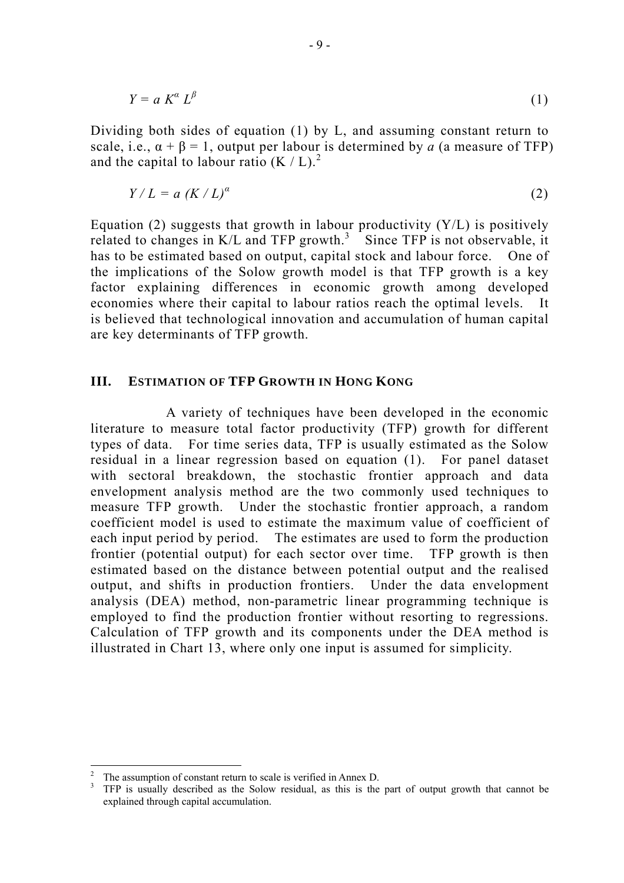$$Y = a\, K^{\alpha}\, L^{\beta} \tag{1}$$

Dividing both sides of equation (1) by L, and assuming constant return to scale, i.e., $\alpha + \beta = 1$, output per labour is determined by *a* (a measure of TFP) and the capital to labour ratio (K / L).[2]

$$Y / L = a\, (K / L)^{\alpha} \tag{2}$$

Equation (2) suggests that growth in labour productivity (Y/L) is positively related to changes in K/L and TFP growth.[3] Since TFP is not observable, it has to be estimated based on output, capital stock and labour force. One of the implications of the Solow growth model is that TFP growth is a key factor explaining differences in economic growth among developed economies where their capital to labour ratios reach the optimal levels. It is believed that technological innovation and accumulation of human capital are key determinants of TFP growth.

## III. ESTIMATION OF TFP GROWTH IN HONG KONG

A variety of techniques have been developed in the economic literature to measure total factor productivity (TFP) growth for different types of data. For time series data, TFP is usually estimated as the Solow residual in a linear regression based on equation (1). For panel dataset with sectoral breakdown, the stochastic frontier approach and data envelopment analysis method are the two commonly used techniques to measure TFP growth. Under the stochastic frontier approach, a random coefficient model is used to estimate the maximum value of coefficient of each input period by period. The estimates are used to form the production frontier (potential output) for each sector over time. TFP growth is then estimated based on the distance between potential output and the realised output, and shifts in production frontiers. Under the data envelopment analysis (DEA) method, non-parametric linear programming technique is employed to find the production frontier without resorting to regressions. Calculation of TFP growth and its components under the DEA method is illustrated in Chart 13, where only one input is assumed for simplicity.

---

[2] The assumption of constant return to scale is verified in Annex D.

[3] TFP is usually described as the Solow residual, as this is the part of output growth that cannot be explained through capital accumulation.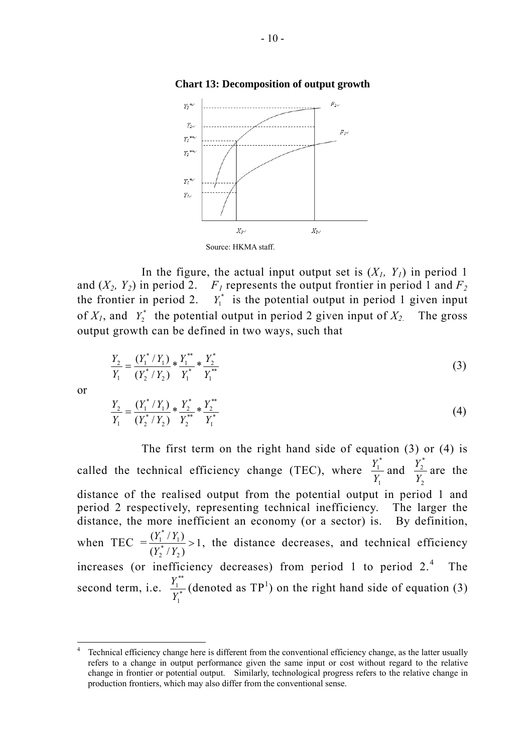**Chart 13: Decomposition of output growth**

Source: HKMA staff.

In the figure, the actual input output set is ($X_1$, $Y_1$) in period 1 and ($X_2$, $Y_2$) in period 2. $F_1$ represents the output frontier in period 1 and $F_2$ the frontier in period 2. $Y_1^*$ is the potential output in period 1 given input of $X_1$, and $Y_2^*$ the potential output in period 2 given input of $X_2$. The gross output growth can be defined in two ways, such that

$$\frac{Y_2}{Y_1} = \frac{(Y_1^* / Y_1)}{(Y_2^* / Y_2)} * \frac{Y_1^{**}}{Y_1^*} * \frac{Y_2^*}{Y_1^{**}} \tag{3}$$

or

$$\frac{Y_2}{Y_1} = \frac{(Y_1^* / Y_1)}{(Y_2^* / Y_2)} * \frac{Y_2^*}{Y_2^{**}} * \frac{Y_2^{**}}{Y_1^*} \tag{4}$$

The first term on the right hand side of equation (3) or (4) is called the technical efficiency change (TEC), where $\frac{Y_1^*}{Y_1}$ and $\frac{Y_2^*}{Y_2}$ are the distance of the realised output from the potential output in period 1 and period 2 respectively, representing technical inefficiency. The larger the distance, the more inefficient an economy (or a sector) is. By definition, when TEC $= \frac{(Y_1^* / Y_1)}{(Y_2^* / Y_2)} > 1$, the distance decreases, and technical efficiency increases (or inefficiency decreases) from period 1 to period 2.[4] The second term, i.e. $\frac{Y_1^{**}}{Y_1^*}$ (denoted as $TP^1$) on the right hand side of equation (3)

---

[4] Technical efficiency change here is different from the conventional efficiency change, as the latter usually refers to a change in output performance given the same input or cost without regard to the relative change in frontier or potential output. Similarly, technological progress refers to the relative change in production frontiers, which may also differ from the conventional sense.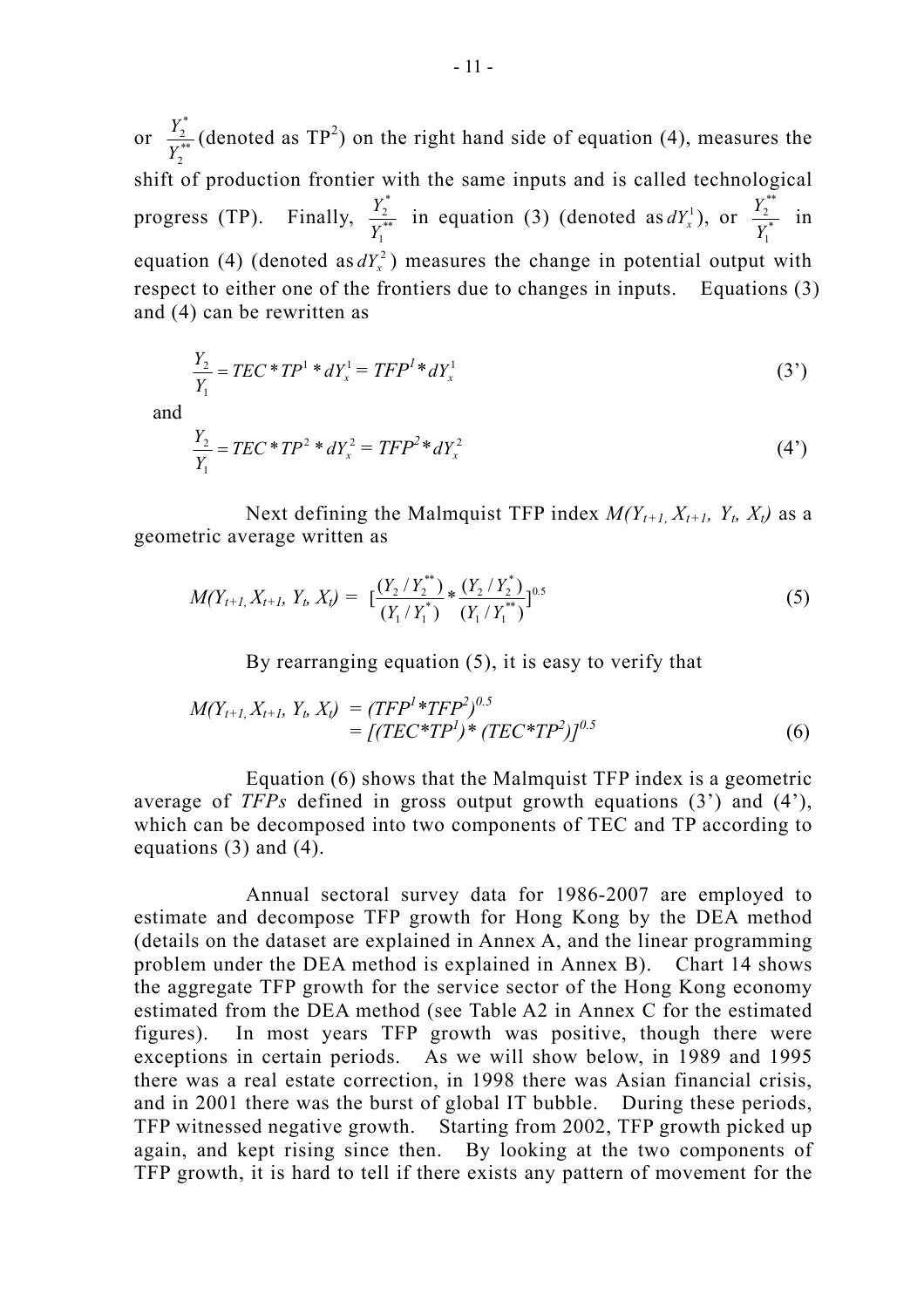or $\frac{Y_2^*}{Y_2^{**}}$ (denoted as $TP^2$) on the right hand side of equation (4), measures the shift of production frontier with the same inputs and is called technological progress (TP). Finally, $\frac{Y_2^*}{Y_1^{**}}$ in equation (3) (denoted as $dY_x^1$), or $\frac{Y_2^{**}}{Y_1^*}$ in equation (4) (denoted as $dY_x^2$) measures the change in potential output with respect to either one of the frontiers due to changes in inputs. Equations (3) and (4) can be rewritten as

$$\frac{Y_2}{Y_1} = TEC * TP^1 * dY_x^1 = TFP^1 * dY_x^1 \tag{3'}$$

and

$$\frac{Y_2}{Y_1} = TEC * TP^2 * dY_x^2 = TFP^2 * dY_x^2 \tag{4'}$$

Next defining the Malmquist TFP index $M(Y_{t+1}, X_{t+1}, Y_t, X_t)$ as a geometric average written as

$$M(Y_{t+1}, X_{t+1}, Y_t, X_t) = \left[\frac{(Y_2 / Y_2^{**})}{(Y_1 / Y_1^*)} * \frac{(Y_2 / Y_2^*)}{(Y_1 / Y_1^{**})}\right]^{0.5} \tag{5}$$

By rearranging equation (5), it is easy to verify that

$$\begin{aligned} M(Y_{t+1}, X_{t+1}, Y_t, X_t) &= (TFP^1 * TFP^2)^{0.5} \\ &= [(TEC*TP^1) * (TEC*TP^2)]^{0.5} \end{aligned} \tag{6}$$

Equation (6) shows that the Malmquist TFP index is a geometric average of *TFPs* defined in gross output growth equations (3') and (4'), which can be decomposed into two components of TEC and TP according to equations (3) and (4).

Annual sectoral survey data for 1986-2007 are employed to estimate and decompose TFP growth for Hong Kong by the DEA method (details on the dataset are explained in Annex A, and the linear programming problem under the DEA method is explained in Annex B). Chart 14 shows the aggregate TFP growth for the service sector of the Hong Kong economy estimated from the DEA method (see Table A2 in Annex C for the estimated figures). In most years TFP growth was positive, though there were exceptions in certain periods. As we will show below, in 1989 and 1995 there was a real estate correction, in 1998 there was Asian financial crisis, and in 2001 there was the burst of global IT bubble. During these periods, TFP witnessed negative growth. Starting from 2002, TFP growth picked up again, and kept rising since then. By looking at the two components of TFP growth, it is hard to tell if there exists any pattern of movement for the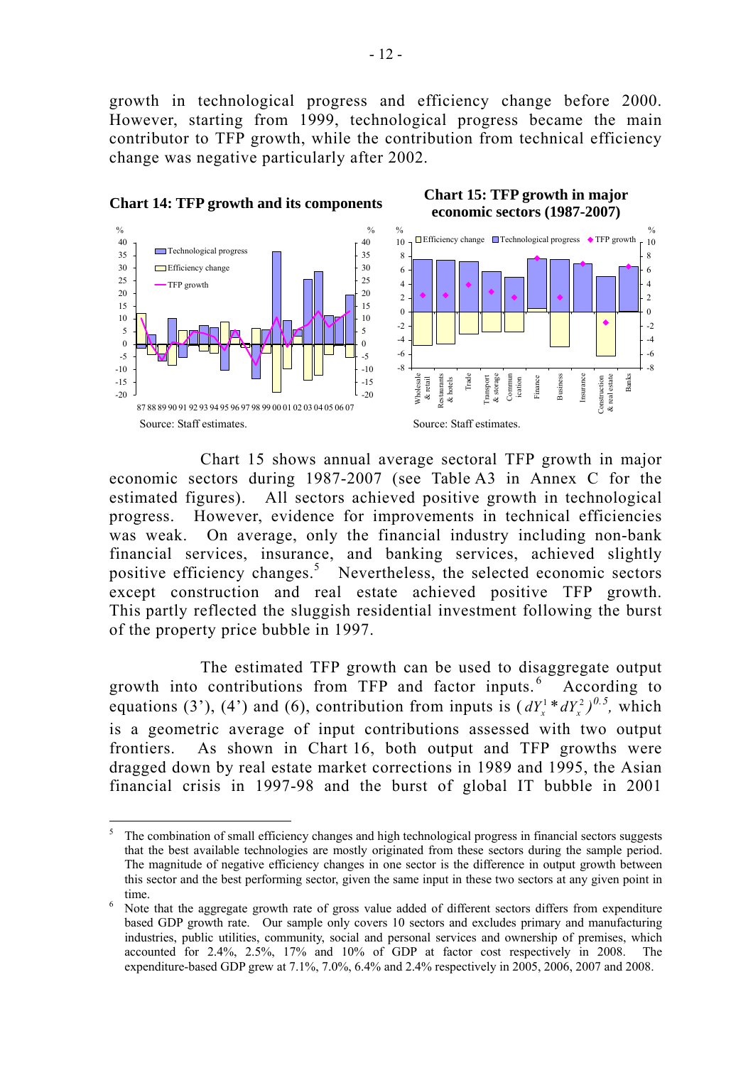growth in technological progress and efficiency change before 2000. However, starting from 1999, technological progress became the main contributor to TFP growth, while the contribution from technical efficiency change was negative particularly after 2002.

**Chart 14: TFP growth and its components**

Source: Staff estimates.

**Chart 15: TFP growth in major economic sectors (1987-2007)**

Source: Staff estimates.

Chart 15 shows annual average sectoral TFP growth in major economic sectors during 1987-2007 (see Table A3 in Annex C for the estimated figures). All sectors achieved positive growth in technological progress. However, evidence for improvements in technical efficiencies was weak. On average, only the financial industry including non-bank financial services, insurance, and banking services, achieved slightly positive efficiency changes.[5] Nevertheless, the selected economic sectors except construction and real estate achieved positive TFP growth. This partly reflected the sluggish residential investment following the burst of the property price bubble in 1997.

The estimated TFP growth can be used to disaggregate output growth into contributions from TFP and factor inputs.[6] According to equations (3'), (4') and (6), contribution from inputs is $(dY_x^1 * dY_x^2)^{0.5}$, which is a geometric average of input contributions assessed with two output frontiers. As shown in Chart 16, both output and TFP growths were dragged down by real estate market corrections in 1989 and 1995, the Asian financial crisis in 1997-98 and the burst of global IT bubble in 2001

---

[5] The combination of small efficiency changes and high technological progress in financial sectors suggests that the best available technologies are mostly originated from these sectors during the sample period. The magnitude of negative efficiency changes in one sector is the difference in output growth between this sector and the best performing sector, given the same input in these two sectors at any given point in time.

[6] Note that the aggregate growth rate of gross value added of different sectors differs from expenditure based GDP growth rate. Our sample only covers 10 sectors and excludes primary and manufacturing industries, public utilities, community, social and personal services and ownership of premises, which accounted for 2.4%, 2.5%, 17% and 10% of GDP at factor cost respectively in 2008. The expenditure-based GDP grew at 7.1%, 7.0%, 6.4% and 2.4% respectively in 2005, 2006, 2007 and 2008.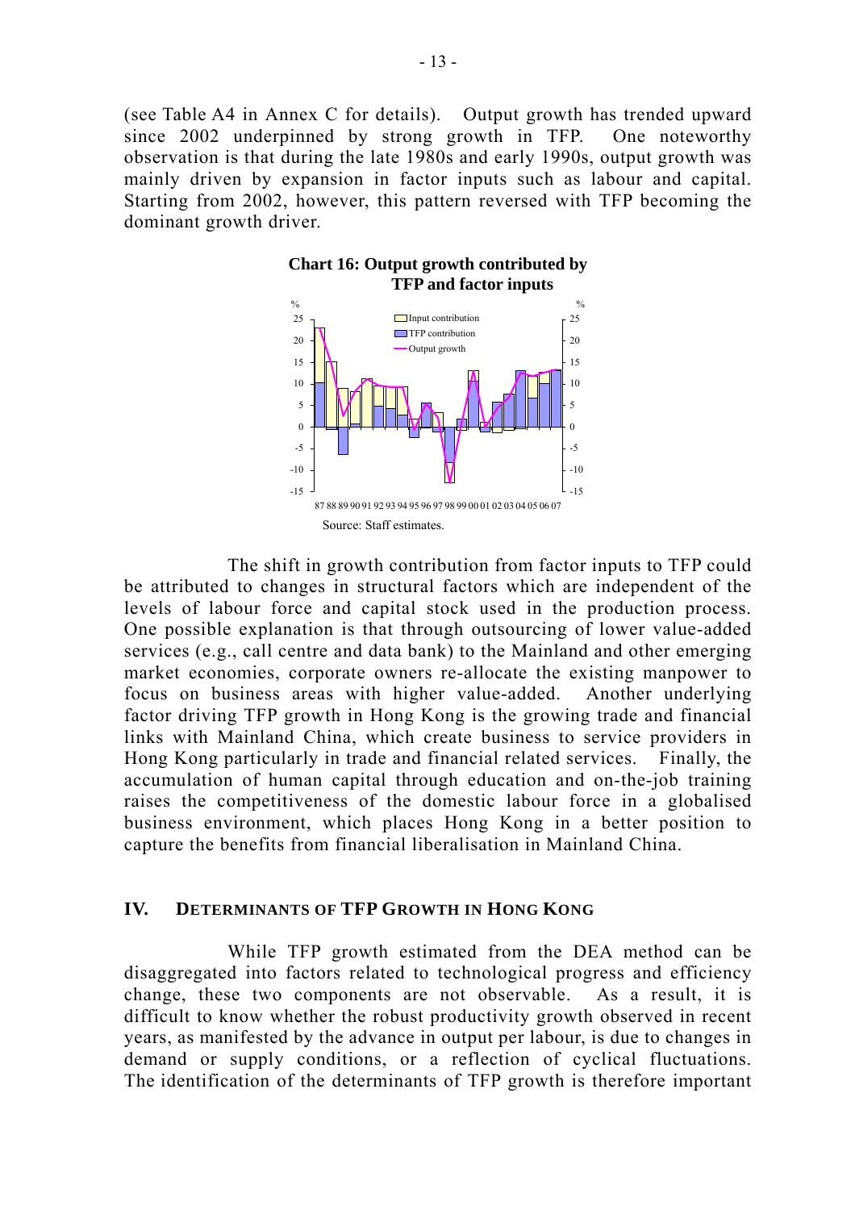(see Table A4 in Annex C for details). Output growth has trended upward since 2002 underpinned by strong growth in TFP. One noteworthy observation is that during the late 1980s and early 1990s, output growth was mainly driven by expansion in factor inputs such as labour and capital. Starting from 2002, however, this pattern reversed with TFP becoming the dominant growth driver.

**Chart 16: Output growth contributed by TFP and factor inputs**

Source: Staff estimates.

The shift in growth contribution from factor inputs to TFP could be attributed to changes in structural factors which are independent of the levels of labour force and capital stock used in the production process. One possible explanation is that through outsourcing of lower value-added services (e.g., call centre and data bank) to the Mainland and other emerging market economies, corporate owners re-allocate the existing manpower to focus on business areas with higher value-added. Another underlying factor driving TFP growth in Hong Kong is the growing trade and financial links with Mainland China, which create business to service providers in Hong Kong particularly in trade and financial related services. Finally, the accumulation of human capital through education and on-the-job training raises the competitiveness of the domestic labour force in a globalised business environment, which places Hong Kong in a better position to capture the benefits from financial liberalisation in Mainland China.

## IV. DETERMINANTS OF TFP GROWTH IN HONG KONG

While TFP growth estimated from the DEA method can be disaggregated into factors related to technological progress and efficiency change, these two components are not observable. As a result, it is difficult to know whether the robust productivity growth observed in recent years, as manifested by the advance in output per labour, is due to changes in demand or supply conditions, or a reflection of cyclical fluctuations. The identification of the determinants of TFP growth is therefore important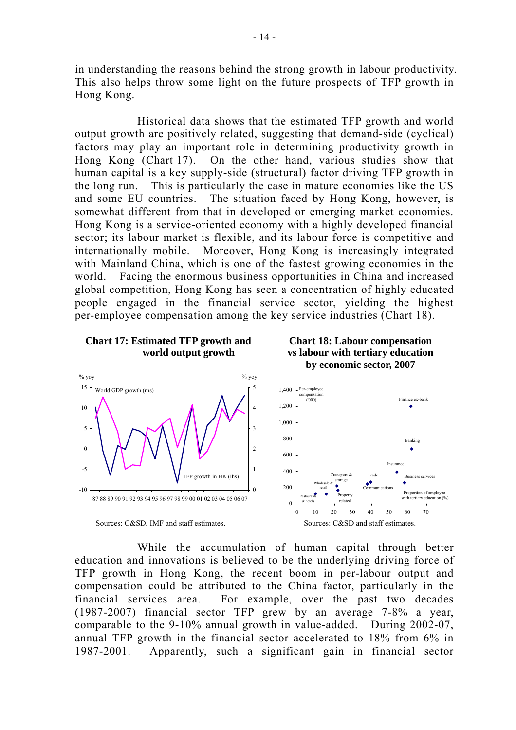in understanding the reasons behind the strong growth in labour productivity. This also helps throw some light on the future prospects of TFP growth in Hong Kong.

Historical data shows that the estimated TFP growth and world output growth are positively related, suggesting that demand-side (cyclical) factors may play an important role in determining productivity growth in Hong Kong (Chart 17). On the other hand, various studies show that human capital is a key supply-side (structural) factor driving TFP growth in the long run. This is particularly the case in mature economies like the US and some EU countries. The situation faced by Hong Kong, however, is somewhat different from that in developed or emerging market economies. Hong Kong is a service-oriented economy with a highly developed financial sector; its labour market is flexible, and its labour force is competitive and internationally mobile. Moreover, Hong Kong is increasingly integrated with Mainland China, which is one of the fastest growing economies in the world. Facing the enormous business opportunities in China and increased global competition, Hong Kong has seen a concentration of highly educated people engaged in the financial service sector, yielding the highest per-employee compensation among the key service industries (Chart 18).

**Chart 17: Estimated TFP growth and world output growth**

Sources: C&SD, IMF and staff estimates.

**Chart 18: Labour compensation vs labour with tertiary education by economic sector, 2007**

Sources: C&SD and staff estimates.

While the accumulation of human capital through better education and innovations is believed to be the underlying driving force of TFP growth in Hong Kong, the recent boom in per-labour output and compensation could be attributed to the China factor, particularly in the financial services area. For example, over the past two decades (1987-2007) financial sector TFP grew by an average 7-8% a year, comparable to the 9-10% annual growth in value-added. During 2002-07, annual TFP growth in the financial sector accelerated to 18% from 6% in 1987-2001. Apparently, such a significant gain in financial sector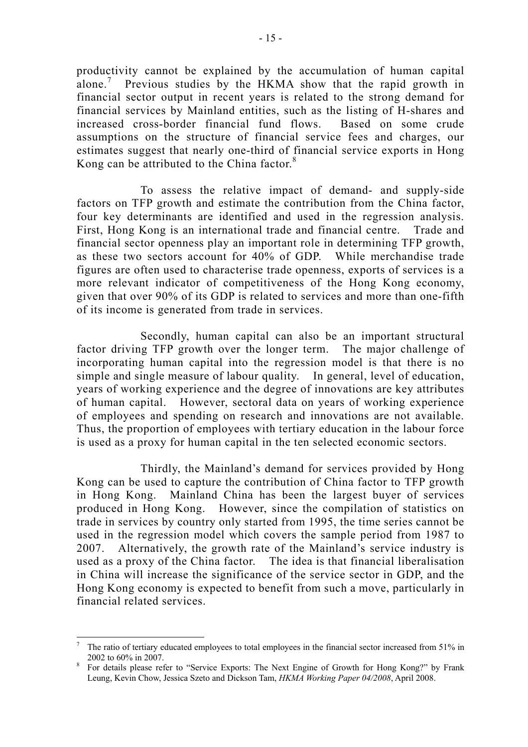productivity cannot be explained by the accumulation of human capital alone.[7] Previous studies by the HKMA show that the rapid growth in financial sector output in recent years is related to the strong demand for financial services by Mainland entities, such as the listing of H-shares and increased cross-border financial fund flows. Based on some crude assumptions on the structure of financial service fees and charges, our estimates suggest that nearly one-third of financial service exports in Hong Kong can be attributed to the China factor.[8]

To assess the relative impact of demand- and supply-side factors on TFP growth and estimate the contribution from the China factor, four key determinants are identified and used in the regression analysis. First, Hong Kong is an international trade and financial centre. Trade and financial sector openness play an important role in determining TFP growth, as these two sectors account for 40% of GDP. While merchandise trade figures are often used to characterise trade openness, exports of services is a more relevant indicator of competitiveness of the Hong Kong economy, given that over 90% of its GDP is related to services and more than one-fifth of its income is generated from trade in services.

Secondly, human capital can also be an important structural factor driving TFP growth over the longer term. The major challenge of incorporating human capital into the regression model is that there is no simple and single measure of labour quality. In general, level of education, years of working experience and the degree of innovations are key attributes of human capital. However, sectoral data on years of working experience of employees and spending on research and innovations are not available. Thus, the proportion of employees with tertiary education in the labour force is used as a proxy for human capital in the ten selected economic sectors.

Thirdly, the Mainland's demand for services provided by Hong Kong can be used to capture the contribution of China factor to TFP growth in Hong Kong. Mainland China has been the largest buyer of services produced in Hong Kong. However, since the compilation of statistics on trade in services by country only started from 1995, the time series cannot be used in the regression model which covers the sample period from 1987 to 2007. Alternatively, the growth rate of the Mainland's service industry is used as a proxy of the China factor. The idea is that financial liberalisation in China will increase the significance of the service sector in GDP, and the Hong Kong economy is expected to benefit from such a move, particularly in financial related services.

---

[7] The ratio of tertiary educated employees to total employees in the financial sector increased from 51% in 2002 to 60% in 2007.

[8] For details please refer to "Service Exports: The Next Engine of Growth for Hong Kong?" by Frank Leung, Kevin Chow, Jessica Szeto and Dickson Tam, *HKMA Working Paper 04/2008*, April 2008.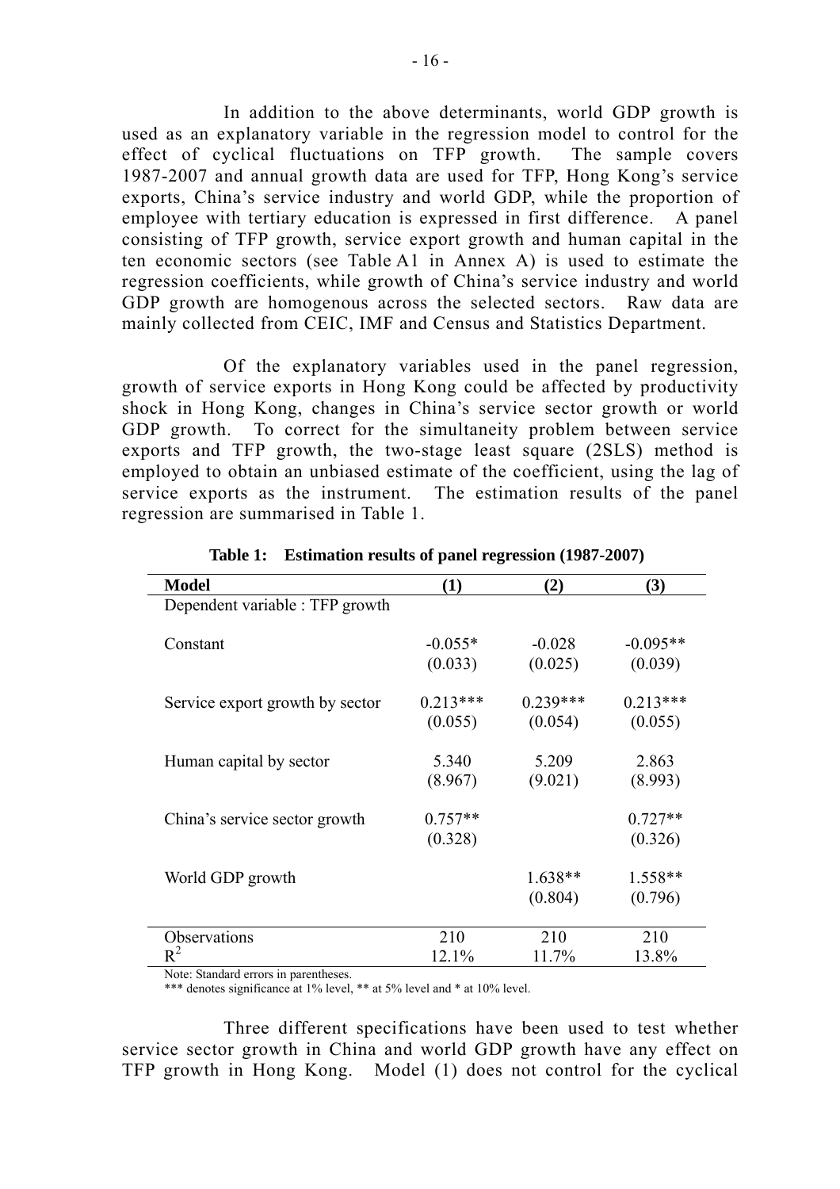In addition to the above determinants, world GDP growth is used as an explanatory variable in the regression model to control for the effect of cyclical fluctuations on TFP growth. The sample covers 1987-2007 and annual growth data are used for TFP, Hong Kong's service exports, China's service industry and world GDP, while the proportion of employee with tertiary education is expressed in first difference. A panel consisting of TFP growth, service export growth and human capital in the ten economic sectors (see Table A1 in Annex A) is used to estimate the regression coefficients, while growth of China's service industry and world GDP growth are homogenous across the selected sectors. Raw data are mainly collected from CEIC, IMF and Census and Statistics Department.

Of the explanatory variables used in the panel regression, growth of service exports in Hong Kong could be affected by productivity shock in Hong Kong, changes in China's service sector growth or world GDP growth. To correct for the simultaneity problem between service exports and TFP growth, the two-stage least square (2SLS) method is employed to obtain an unbiased estimate of the coefficient, using the lag of service exports as the instrument. The estimation results of the panel regression are summarised in Table 1.

**Table 1: Estimation results of panel regression (1987-2007)**

| Model | (1) | (2) | (3) |
|---|---|---|---|
| Dependent variable : TFP growth | | | |
| Constant | -0.055* | -0.028 | -0.095** |
| | (0.033) | (0.025) | (0.039) |
| Service export growth by sector | 0.213*** | 0.239*** | 0.213*** |
| | (0.055) | (0.054) | (0.055) |
| Human capital by sector | 5.340 | 5.209 | 2.863 |
| | (8.967) | (9.021) | (8.993) |
| China's service sector growth | 0.757** | | 0.727** |
| | (0.328) | | (0.326) |
| World GDP growth | | 1.638** | 1.558** |
| | | (0.804) | (0.796) |
| Observations | 210 | 210 | 210 |
| $R^2$ | 12.1% | 11.7% | 13.8% |

Note: Standard errors in parentheses.
*** denotes significance at 1% level, ** at 5% level and * at 10% level.

Three different specifications have been used to test whether service sector growth in China and world GDP growth have any effect on TFP growth in Hong Kong. Model (1) does not control for the cyclical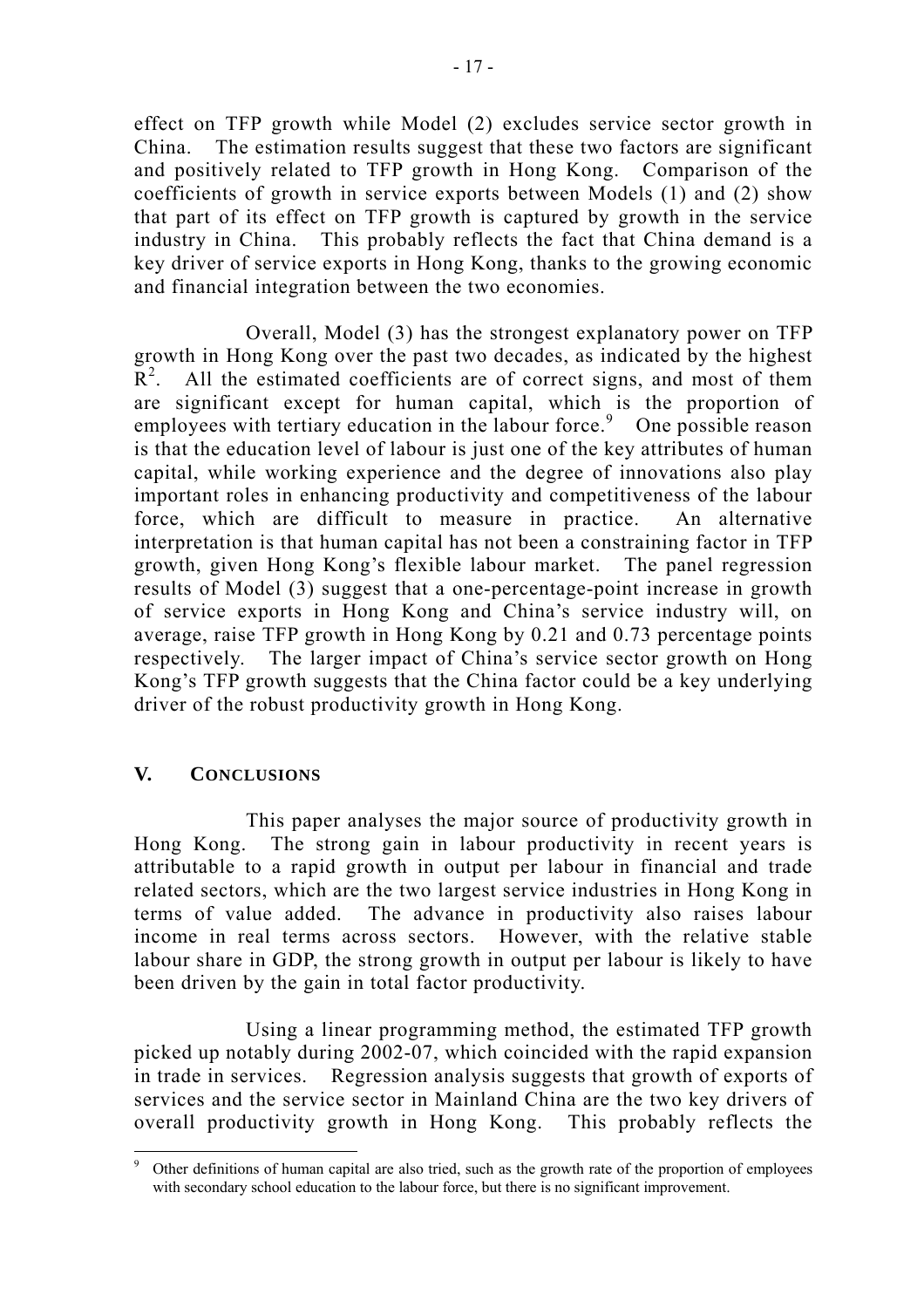effect on TFP growth while Model (2) excludes service sector growth in China. The estimation results suggest that these two factors are significant and positively related to TFP growth in Hong Kong. Comparison of the coefficients of growth in service exports between Models (1) and (2) show that part of its effect on TFP growth is captured by growth in the service industry in China. This probably reflects the fact that China demand is a key driver of service exports in Hong Kong, thanks to the growing economic and financial integration between the two economies.

Overall, Model (3) has the strongest explanatory power on TFP growth in Hong Kong over the past two decades, as indicated by the highest $R^2$. All the estimated coefficients are of correct signs, and most of them are significant except for human capital, which is the proportion of employees with tertiary education in the labour force.[9] One possible reason is that the education level of labour is just one of the key attributes of human capital, while working experience and the degree of innovations also play important roles in enhancing productivity and competitiveness of the labour force, which are difficult to measure in practice. An alternative interpretation is that human capital has not been a constraining factor in TFP growth, given Hong Kong's flexible labour market. The panel regression results of Model (3) suggest that a one-percentage-point increase in growth of service exports in Hong Kong and China's service industry will, on average, raise TFP growth in Hong Kong by 0.21 and 0.73 percentage points respectively. The larger impact of China's service sector growth on Hong Kong's TFP growth suggests that the China factor could be a key underlying driver of the robust productivity growth in Hong Kong.

## V. CONCLUSIONS

This paper analyses the major source of productivity growth in Hong Kong. The strong gain in labour productivity in recent years is attributable to a rapid growth in output per labour in financial and trade related sectors, which are the two largest service industries in Hong Kong in terms of value added. The advance in productivity also raises labour income in real terms across sectors. However, with the relative stable labour share in GDP, the strong growth in output per labour is likely to have been driven by the gain in total factor productivity.

Using a linear programming method, the estimated TFP growth picked up notably during 2002-07, which coincided with the rapid expansion in trade in services. Regression analysis suggests that growth of exports of services and the service sector in Mainland China are the two key drivers of overall productivity growth in Hong Kong. This probably reflects the

[9] Other definitions of human capital are also tried, such as the growth rate of the proportion of employees with secondary school education to the labour force, but there is no significant improvement.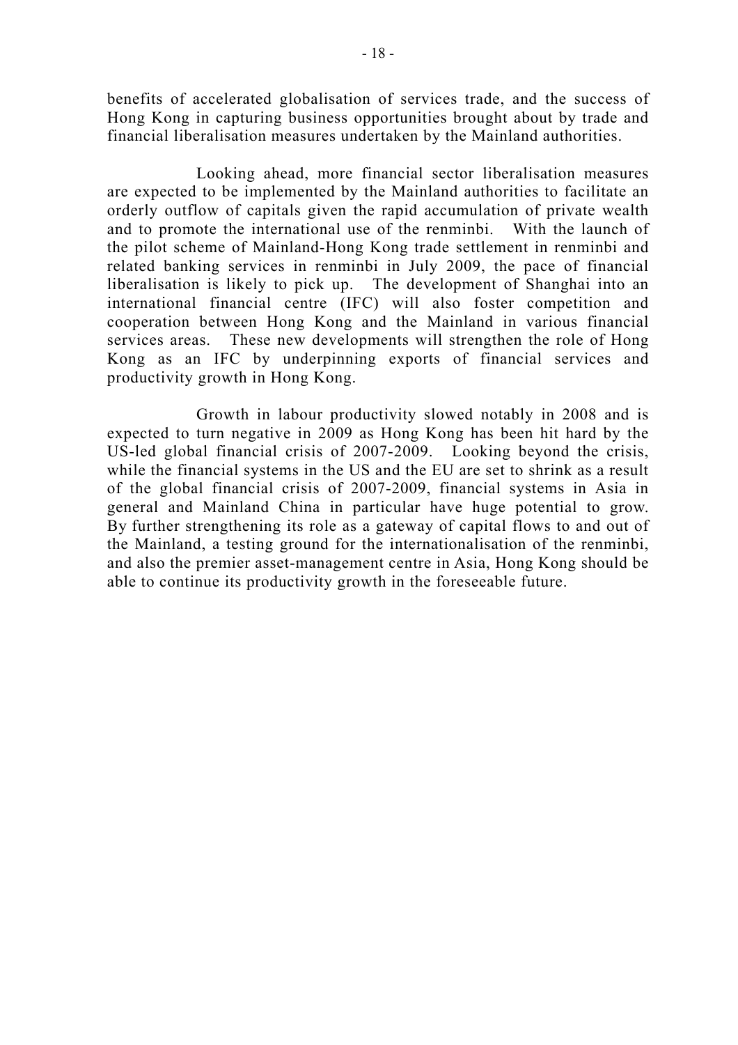benefits of accelerated globalisation of services trade, and the success of Hong Kong in capturing business opportunities brought about by trade and financial liberalisation measures undertaken by the Mainland authorities.

Looking ahead, more financial sector liberalisation measures are expected to be implemented by the Mainland authorities to facilitate an orderly outflow of capitals given the rapid accumulation of private wealth and to promote the international use of the renminbi. With the launch of the pilot scheme of Mainland-Hong Kong trade settlement in renminbi and related banking services in renminbi in July 2009, the pace of financial liberalisation is likely to pick up. The development of Shanghai into an international financial centre (IFC) will also foster competition and cooperation between Hong Kong and the Mainland in various financial services areas. These new developments will strengthen the role of Hong Kong as an IFC by underpinning exports of financial services and productivity growth in Hong Kong.

Growth in labour productivity slowed notably in 2008 and is expected to turn negative in 2009 as Hong Kong has been hit hard by the US-led global financial crisis of 2007-2009. Looking beyond the crisis, while the financial systems in the US and the EU are set to shrink as a result of the global financial crisis of 2007-2009, financial systems in Asia in general and Mainland China in particular have huge potential to grow. By further strengthening its role as a gateway of capital flows to and out of the Mainland, a testing ground for the internationalisation of the renminbi, and also the premier asset-management centre in Asia, Hong Kong should be able to continue its productivity growth in the foreseeable future.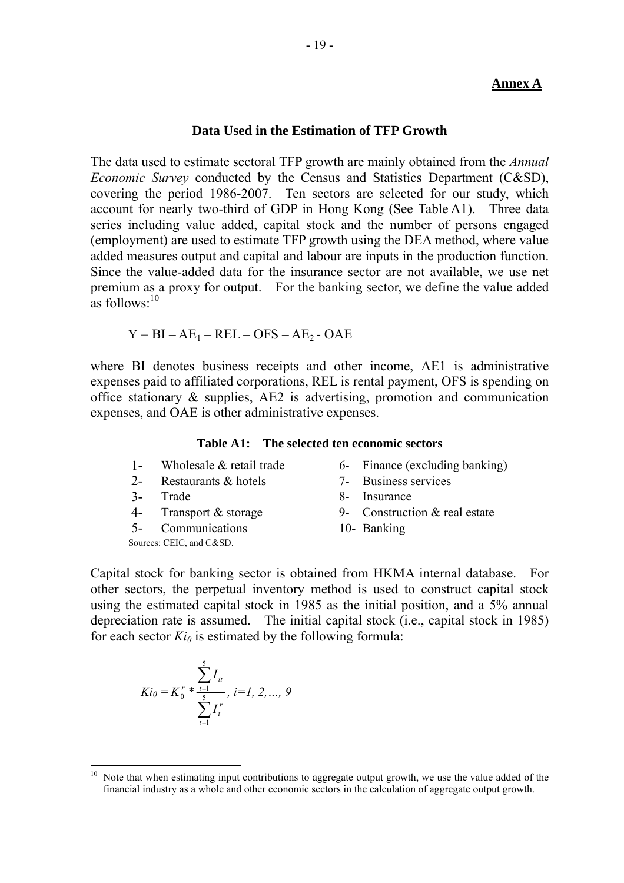**Annex A**

## Data Used in the Estimation of TFP Growth

The data used to estimate sectoral TFP growth are mainly obtained from the *Annual Economic Survey* conducted by the Census and Statistics Department (C&SD), covering the period 1986-2007. Ten sectors are selected for our study, which account for nearly two-third of GDP in Hong Kong (See Table A1). Three data series including value added, capital stock and the number of persons engaged (employment) are used to estimate TFP growth using the DEA method, where value added measures output and capital and labour are inputs in the production function. Since the value-added data for the insurance sector are not available, we use net premium as a proxy for output. For the banking sector, we define the value added as follows:[10]

$$Y = BI - AE_1 - REL - OFS - AE_2 - OAE$$

where BI denotes business receipts and other income, AE1 is administrative expenses paid to affiliated corporations, REL is rental payment, OFS is spending on office stationary & supplies, AE2 is advertising, promotion and communication expenses, and OAE is other administrative expenses.

**Table A1: The selected ten economic sectors**

| | | | |
|---|---|---|---|
| 1- | Wholesale & retail trade | 6- | Finance (excluding banking) |
| 2- | Restaurants & hotels | 7- | Business services |
| 3- | Trade | 8- | Insurance |
| 4- | Transport & storage | 9- | Construction & real estate |
| 5- | Communications | 10- | Banking |

Sources: CEIC, and C&SD.

Capital stock for banking sector is obtained from HKMA internal database. For other sectors, the perpetual inventory method is used to construct capital stock using the estimated capital stock in 1985 as the initial position, and a 5% annual depreciation rate is assumed. The initial capital stock (i.e., capital stock in 1985) for each sector $Ki_0$ is estimated by the following formula:

$$Ki_0 = K_0^r * \frac{\sum_{t=1}^{5} I_{it}}{\sum_{t=1}^{5} I_t^r}, \; i=1, 2, \ldots, 9$$

---

[10] Note that when estimating input contributions to aggregate output growth, we use the value added of the financial industry as a whole and other economic sectors in the calculation of aggregate output growth.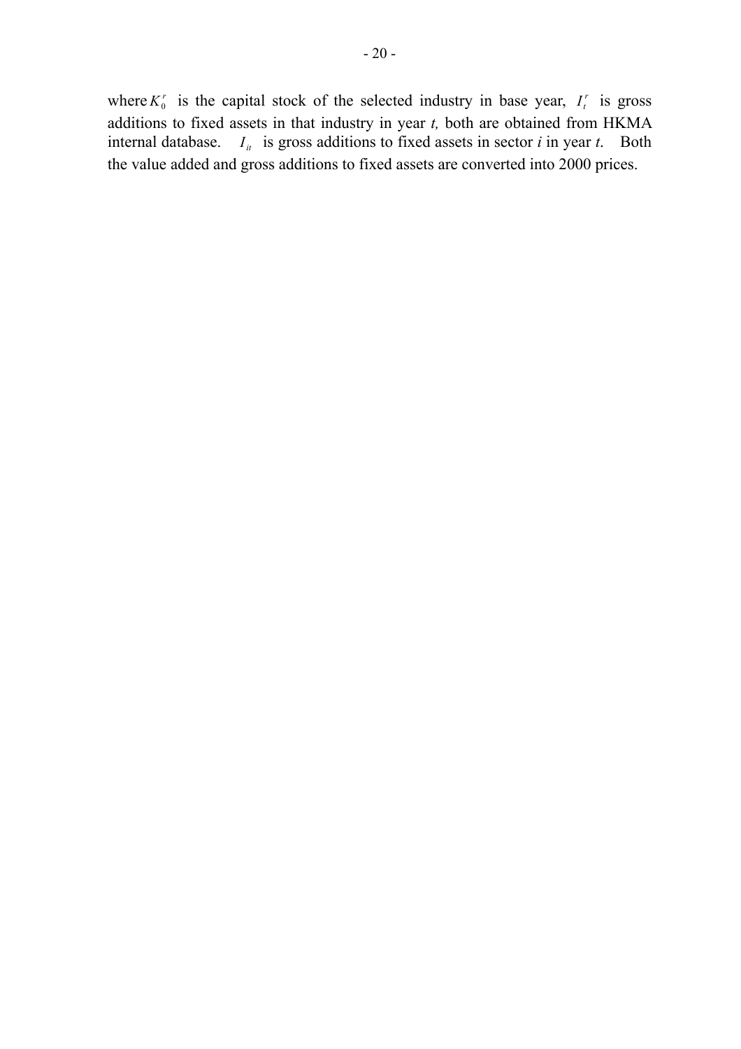where $K_0^r$ is the capital stock of the selected industry in base year, $I_t^r$ is gross additions to fixed assets in that industry in year *t,* both are obtained from HKMA internal database. $I_{it}$ is gross additions to fixed assets in sector *i* in year *t*. Both the value added and gross additions to fixed assets are converted into 2000 prices.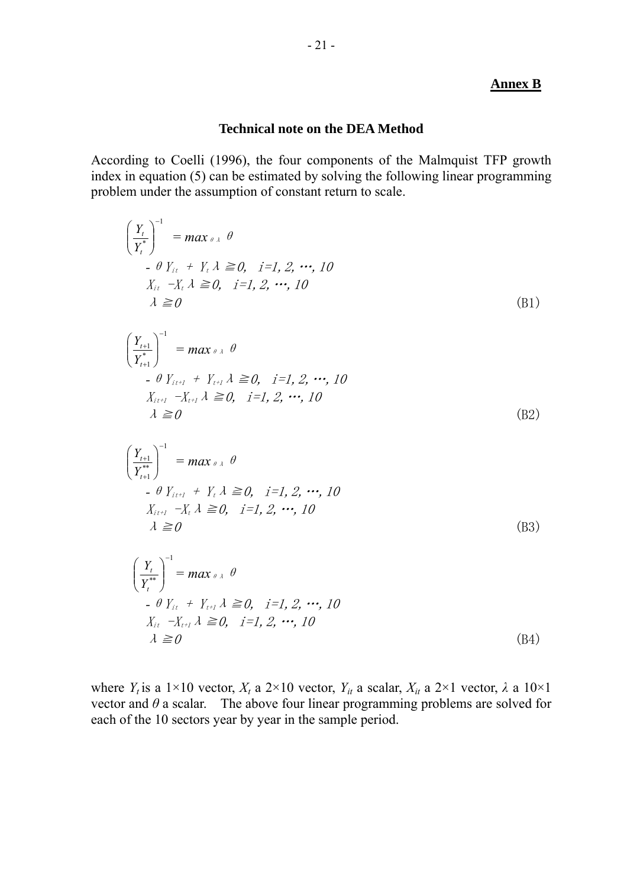**Annex B**

### Technical note on the DEA Method

According to Coelli (1996), the four components of the Malmquist TFP growth index in equation (5) can be estimated by solving the following linear programming problem under the assumption of constant return to scale.

$$
\begin{aligned}
&\left(\frac{Y_t}{Y_t^*}\right)^{-1} = max_{\theta\lambda}\ \theta \\
&-\theta Y_{it} + Y_t\lambda \geqq 0, \quad i=1, 2, \cdots, 10 \\
&X_{it} - X_t\lambda \geqq 0, \quad i=1, 2, \cdots, 10 \\
&\lambda \geqq 0
\end{aligned}
\qquad \text{(B1)}
$$

$$
\begin{aligned}
&\left(\frac{Y_{t+1}}{Y_{t+1}^*}\right)^{-1} = max_{\theta\lambda}\ \theta \\
&-\theta Y_{it+1} + Y_{t+1}\lambda \geqq 0, \quad i=1, 2, \cdots, 10 \\
&X_{it+1} - X_{t+1}\lambda \geqq 0, \quad i=1, 2, \cdots, 10 \\
&\lambda \geqq 0
\end{aligned}
\qquad \text{(B2)}
$$

$$
\begin{aligned}
&\left(\frac{Y_{t+1}}{Y_{t+1}^{**}}\right)^{-1} = max_{\theta\lambda}\ \theta \\
&-\theta Y_{it+1} + Y_t\lambda \geqq 0, \quad i=1, 2, \cdots, 10 \\
&X_{it+1} - X_t\lambda \geqq 0, \quad i=1, 2, \cdots, 10 \\
&\lambda \geqq 0
\end{aligned}
\qquad \text{(B3)}
$$

$$
\begin{aligned}
&\left(\frac{Y_t}{Y_t^{**}}\right)^{-1} = max_{\theta\lambda}\ \theta \\
&-\theta Y_{it} + Y_{t+1}\lambda \geqq 0, \quad i=1, 2, \cdots, 10 \\
&X_{it} - X_{t+1}\lambda \geqq 0, \quad i=1, 2, \cdots, 10 \\
&\lambda \geqq 0
\end{aligned}
\qquad \text{(B4)}
$$

where $Y_t$ is a 1×10 vector, $X_t$ a 2×10 vector, $Y_{it}$ a scalar, $X_{it}$ a 2×1 vector, $\lambda$ a 10×1 vector and $\theta$ a scalar. The above four linear programming problems are solved for each of the 10 sectors year by year in the sample period.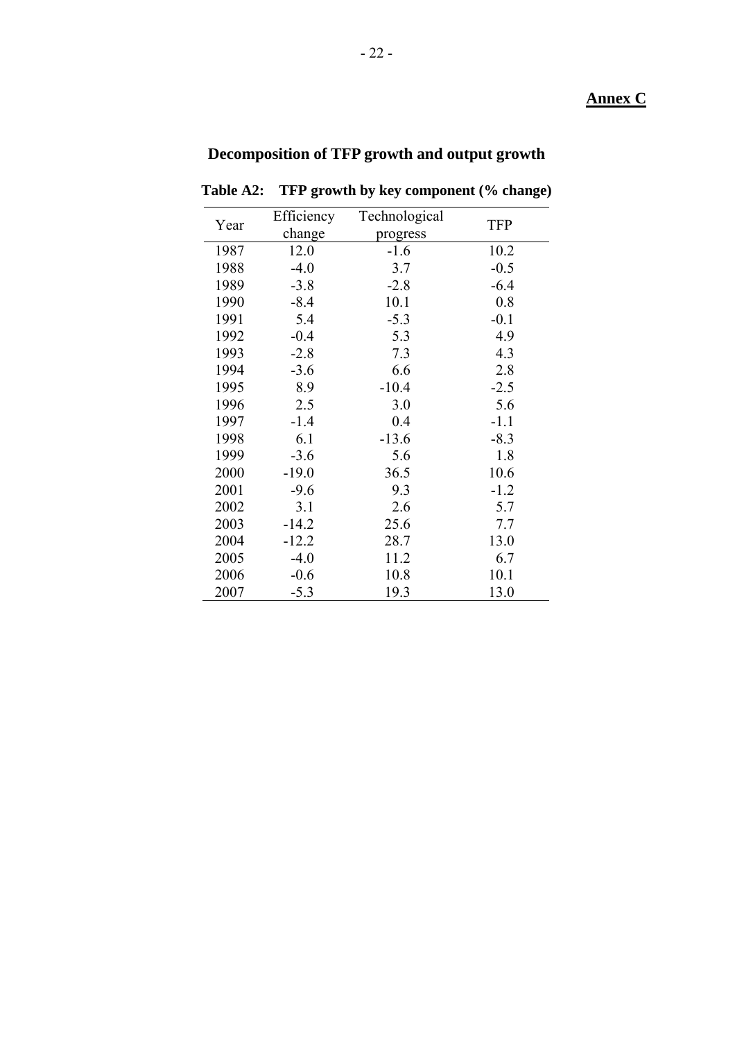**Annex C**

## Decomposition of TFP growth and output growth

**Table A2: TFP growth by key component (% change)**

| Year | Efficiency change | Technological progress | TFP |
|---|---|---|---|
| 1987 | 12.0 | -1.6 | 10.2 |
| 1988 | -4.0 | 3.7 | -0.5 |
| 1989 | -3.8 | -2.8 | -6.4 |
| 1990 | -8.4 | 10.1 | 0.8 |
| 1991 | 5.4 | -5.3 | -0.1 |
| 1992 | -0.4 | 5.3 | 4.9 |
| 1993 | -2.8 | 7.3 | 4.3 |
| 1994 | -3.6 | 6.6 | 2.8 |
| 1995 | 8.9 | -10.4 | -2.5 |
| 1996 | 2.5 | 3.0 | 5.6 |
| 1997 | -1.4 | 0.4 | -1.1 |
| 1998 | 6.1 | -13.6 | -8.3 |
| 1999 | -3.6 | 5.6 | 1.8 |
| 2000 | -19.0 | 36.5 | 10.6 |
| 2001 | -9.6 | 9.3 | -1.2 |
| 2002 | 3.1 | 2.6 | 5.7 |
| 2003 | -14.2 | 25.6 | 7.7 |
| 2004 | -12.2 | 28.7 | 13.0 |
| 2005 | -4.0 | 11.2 | 6.7 |
| 2006 | -0.6 | 10.8 | 10.1 |
| 2007 | -5.3 | 19.3 | 13.0 |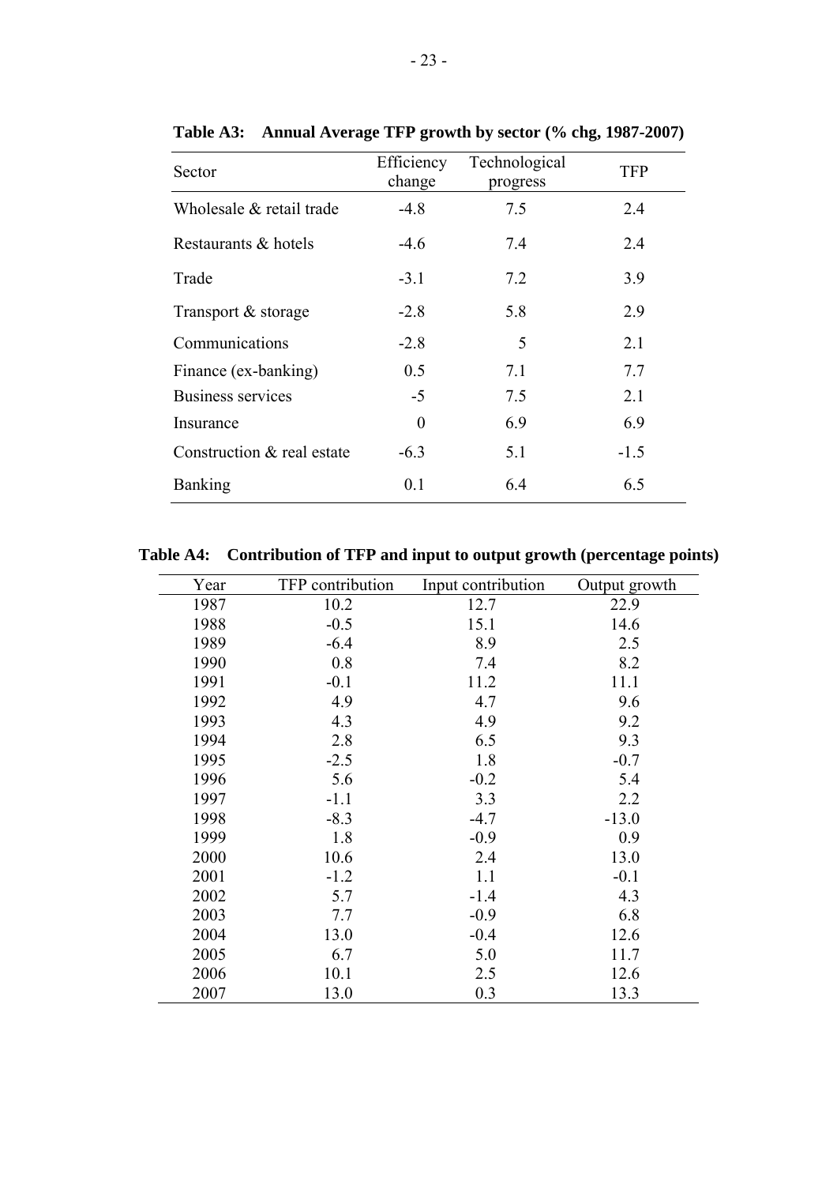**Table A3: Annual Average TFP growth by sector (% chg, 1987-2007)**

| Sector | Efficiency change | Technological progress | TFP |
|---|---|---|---|
| Wholesale & retail trade | -4.8 | 7.5 | 2.4 |
| Restaurants & hotels | -4.6 | 7.4 | 2.4 |
| Trade | -3.1 | 7.2 | 3.9 |
| Transport & storage | -2.8 | 5.8 | 2.9 |
| Communications | -2.8 | 5 | 2.1 |
| Finance (ex-banking) | 0.5 | 7.1 | 7.7 |
| Business services | -5 | 7.5 | 2.1 |
| Insurance | 0 | 6.9 | 6.9 |
| Construction & real estate | -6.3 | 5.1 | -1.5 |
| Banking | 0.1 | 6.4 | 6.5 |

**Table A4: Contribution of TFP and input to output growth (percentage points)**

| Year | TFP contribution | Input contribution | Output growth |
|---|---|---|---|
| 1987 | 10.2 | 12.7 | 22.9 |
| 1988 | -0.5 | 15.1 | 14.6 |
| 1989 | -6.4 | 8.9 | 2.5 |
| 1990 | 0.8 | 7.4 | 8.2 |
| 1991 | -0.1 | 11.2 | 11.1 |
| 1992 | 4.9 | 4.7 | 9.6 |
| 1993 | 4.3 | 4.9 | 9.2 |
| 1994 | 2.8 | 6.5 | 9.3 |
| 1995 | -2.5 | 1.8 | -0.7 |
| 1996 | 5.6 | -0.2 | 5.4 |
| 1997 | -1.1 | 3.3 | 2.2 |
| 1998 | -8.3 | -4.7 | -13.0 |
| 1999 | 1.8 | -0.9 | 0.9 |
| 2000 | 10.6 | 2.4 | 13.0 |
| 2001 | -1.2 | 1.1 | -0.1 |
| 2002 | 5.7 | -1.4 | 4.3 |
| 2003 | 7.7 | -0.9 | 6.8 |
| 2004 | 13.0 | -0.4 | 12.6 |
| 2005 | 6.7 | 5.0 | 11.7 |
| 2006 | 10.1 | 2.5 | 12.6 |
| 2007 | 13.0 | 0.3 | 13.3 |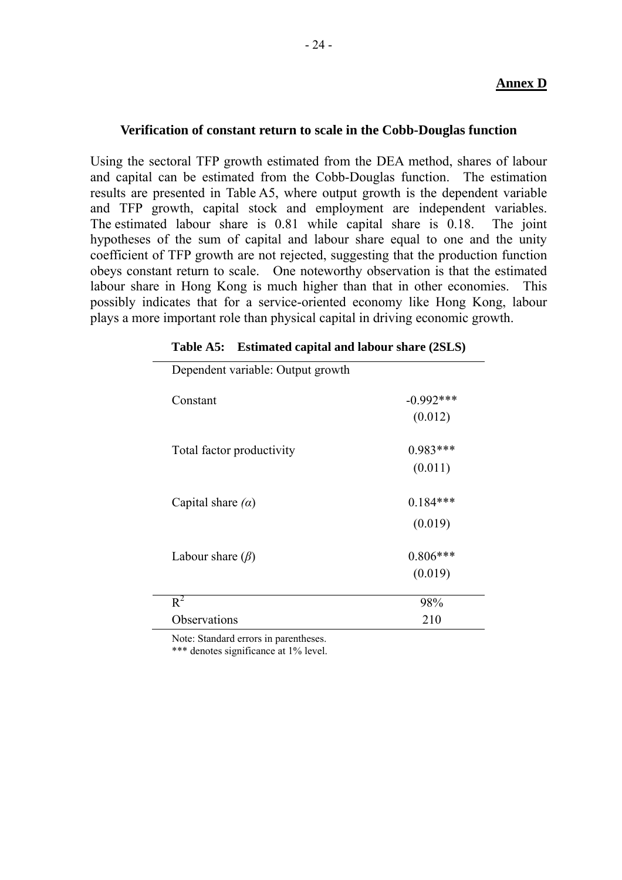**Annex D**

### Verification of constant return to scale in the Cobb-Douglas function

Using the sectoral TFP growth estimated from the DEA method, shares of labour and capital can be estimated from the Cobb-Douglas function. The estimation results are presented in Table A5, where output growth is the dependent variable and TFP growth, capital stock and employment are independent variables. The estimated labour share is 0.81 while capital share is 0.18. The joint hypotheses of the sum of capital and labour share equal to one and the unity coefficient of TFP growth are not rejected, suggesting that the production function obeys constant return to scale. One noteworthy observation is that the estimated labour share in Hong Kong is much higher than that in other economies. This possibly indicates that for a service-oriented economy like Hong Kong, labour plays a more important role than physical capital in driving economic growth.

**Table A5: Estimated capital and labour share (2SLS)**

| Dependent variable: Output growth | |
|---|---|
| Constant | -0.992*** |
| | (0.012) |
| Total factor productivity | 0.983*** |
| | (0.011) |
| Capital share *(α)* | 0.184*** |
| | (0.019) |
| Labour share (*β*) | 0.806*** |
| | (0.019) |
| $R^2$ | 98% |
| Observations | 210 |

Note: Standard errors in parentheses.
*** denotes significance at 1% level.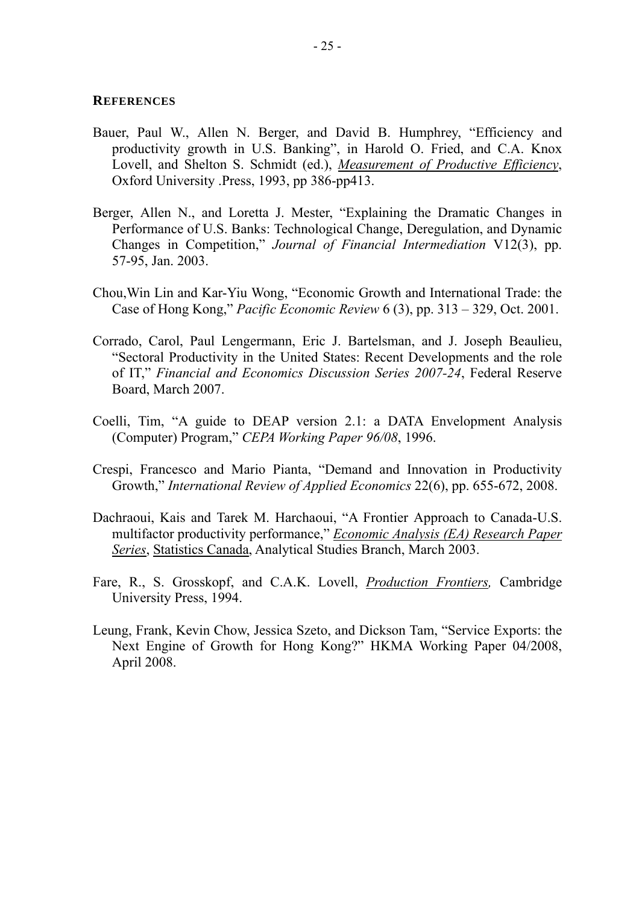## REFERENCES

Bauer, Paul W., Allen N. Berger, and David B. Humphrey, "Efficiency and productivity growth in U.S. Banking", in Harold O. Fried, and C.A. Knox Lovell, and Shelton S. Schmidt (ed.), *Measurement of Productive Efficiency*, Oxford University .Press, 1993, pp 386-pp413.

Berger, Allen N., and Loretta J. Mester, "Explaining the Dramatic Changes in Performance of U.S. Banks: Technological Change, Deregulation, and Dynamic Changes in Competition," *Journal of Financial Intermediation* V12(3), pp. 57-95, Jan. 2003.

Chou,Win Lin and Kar-Yiu Wong, "Economic Growth and International Trade: the Case of Hong Kong," *Pacific Economic Review* 6 (3), pp. 313 – 329, Oct. 2001.

Corrado, Carol, Paul Lengermann, Eric J. Bartelsman, and J. Joseph Beaulieu, "Sectoral Productivity in the United States: Recent Developments and the role of IT," *Financial and Economics Discussion Series 2007-24*, Federal Reserve Board, March 2007.

Coelli, Tim, "A guide to DEAP version 2.1: a DATA Envelopment Analysis (Computer) Program," *CEPA Working Paper 96/08*, 1996.

Crespi, Francesco and Mario Pianta, "Demand and Innovation in Productivity Growth," *International Review of Applied Economics* 22(6), pp. 655-672, 2008.

Dachraoui, Kais and Tarek M. Harchaoui, "A Frontier Approach to Canada-U.S. multifactor productivity performance," *Economic Analysis (EA) Research Paper Series*, Statistics Canada, Analytical Studies Branch, March 2003.

Fare, R., S. Grosskopf, and C.A.K. Lovell, *Production Frontiers,* Cambridge University Press, 1994.

Leung, Frank, Kevin Chow, Jessica Szeto, and Dickson Tam, "Service Exports: the Next Engine of Growth for Hong Kong?" HKMA Working Paper 04/2008, April 2008.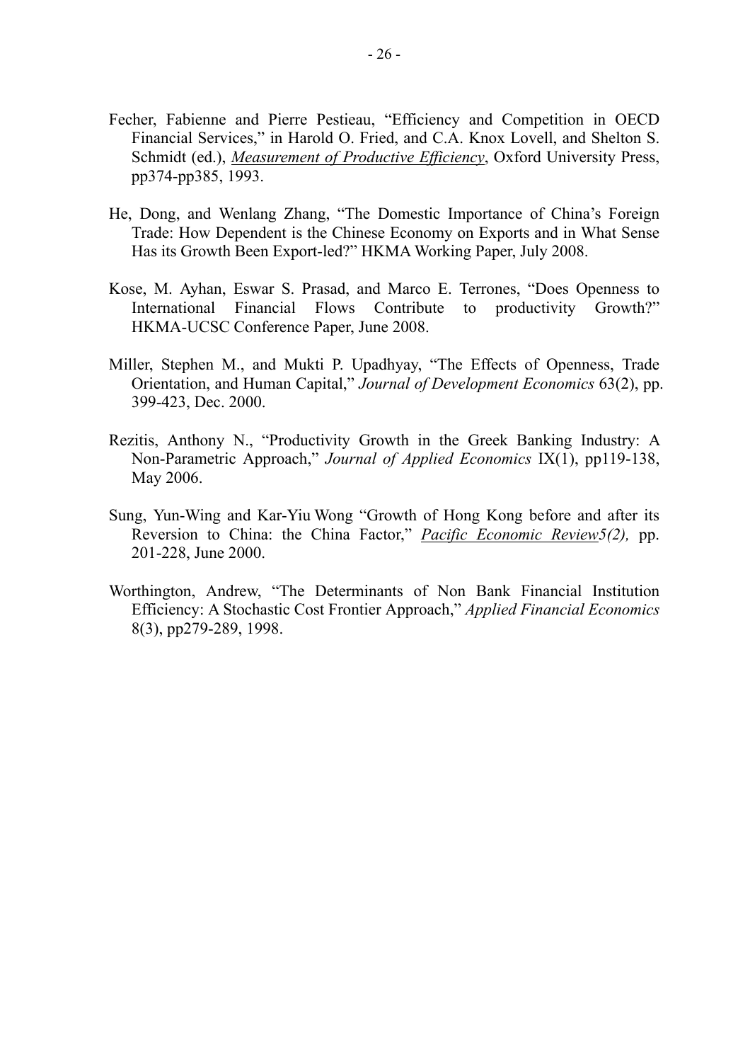Fecher, Fabienne and Pierre Pestieau, "Efficiency and Competition in OECD Financial Services," in Harold O. Fried, and C.A. Knox Lovell, and Shelton S. Schmidt (ed.), *Measurement of Productive Efficiency*, Oxford University Press, pp374-pp385, 1993.

He, Dong, and Wenlang Zhang, "The Domestic Importance of China's Foreign Trade: How Dependent is the Chinese Economy on Exports and in What Sense Has its Growth Been Export-led?" HKMA Working Paper, July 2008.

Kose, M. Ayhan, Eswar S. Prasad, and Marco E. Terrones, "Does Openness to International Financial Flows Contribute to productivity Growth?" HKMA-UCSC Conference Paper, June 2008.

Miller, Stephen M., and Mukti P. Upadhyay, "The Effects of Openness, Trade Orientation, and Human Capital," *Journal of Development Economics* 63(2), pp. 399-423, Dec. 2000.

Rezitis, Anthony N., "Productivity Growth in the Greek Banking Industry: A Non-Parametric Approach," *Journal of Applied Economics* IX(1), pp119-138, May 2006.

Sung, Yun-Wing and Kar-Yiu Wong "Growth of Hong Kong before and after its Reversion to China: the China Factor," *Pacific Economic Review5(2),* pp. 201-228, June 2000.

Worthington, Andrew, "The Determinants of Non Bank Financial Institution Efficiency: A Stochastic Cost Frontier Approach," *Applied Financial Economics* 8(3), pp279-289, 1998.